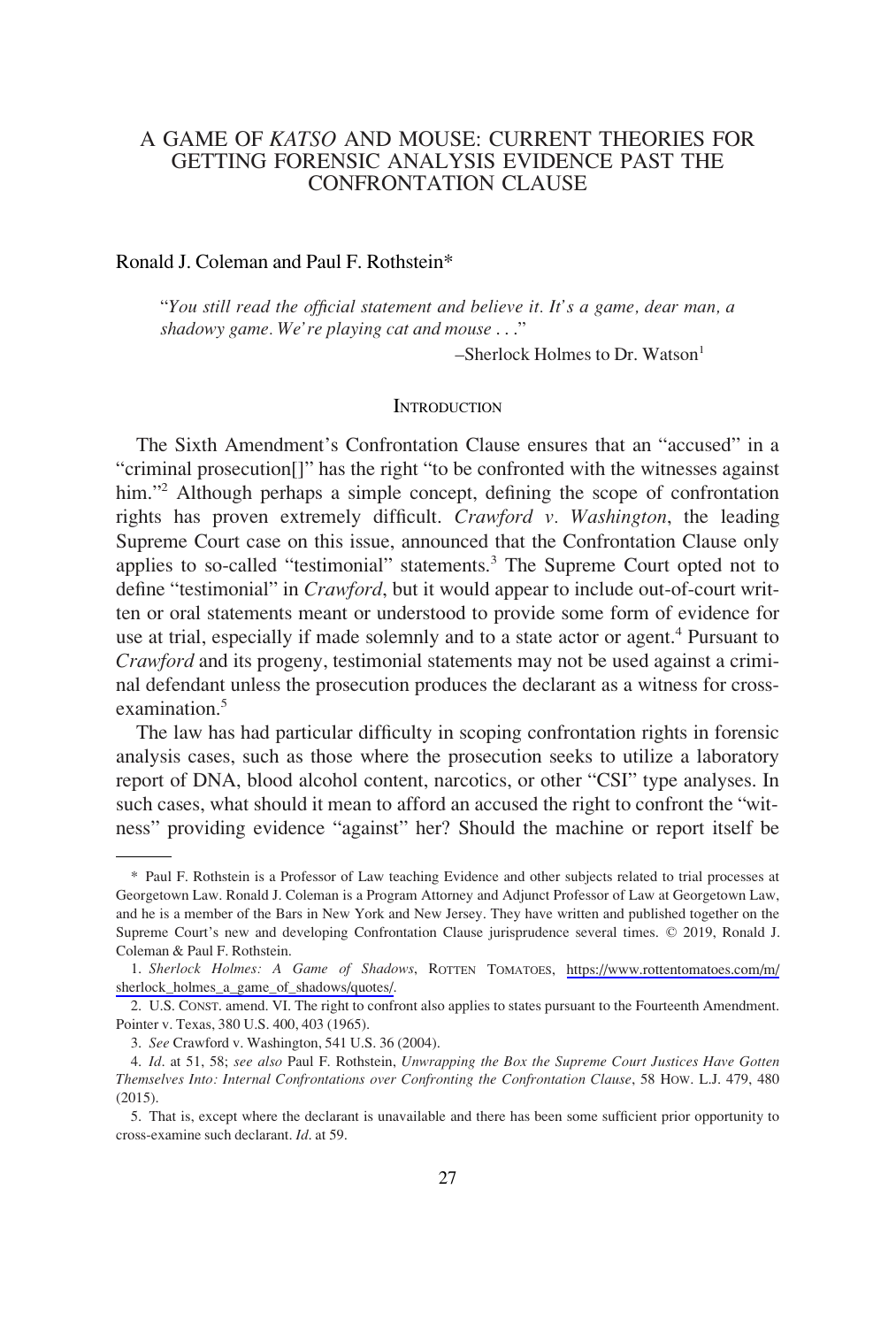# A GAME OF *KATSO* AND MOUSE: CURRENT THEORIES FOR GETTING FORENSIC ANALYSIS EVIDENCE PAST THE CONFRONTATION CLAUSE

Ronald J. Coleman and Paul F. Rothstein*

> "*You still read the official statement and believe it. It's a game, dear man, a shadowy game. We're playing cat and mouse . . .*"
>
> –Sherlock Holmes to Dr. Watson[1]

## Introduction

The Sixth Amendment's Confrontation Clause ensures that an "accused" in a "criminal prosecution[]" has the right "to be confronted with the witnesses against him."[2] Although perhaps a simple concept, defining the scope of confrontation rights has proven extremely difficult. *Crawford v. Washington*, the leading Supreme Court case on this issue, announced that the Confrontation Clause only applies to so-called "testimonial" statements.[3] The Supreme Court opted not to define "testimonial" in *Crawford*, but it would appear to include out-of-court written or oral statements meant or understood to provide some form of evidence for use at trial, especially if made solemnly and to a state actor or agent.[4] Pursuant to *Crawford* and its progeny, testimonial statements may not be used against a criminal defendant unless the prosecution produces the declarant as a witness for cross-examination.[5]

The law has had particular difficulty in scoping confrontation rights in forensic analysis cases, such as those where the prosecution seeks to utilize a laboratory report of DNA, blood alcohol content, narcotics, or other "CSI" type analyses. In such cases, what should it mean to afford an accused the right to confront the "witness" providing evidence "against" her? Should the machine or report itself be

---

\* Paul F. Rothstein is a Professor of Law teaching Evidence and other subjects related to trial processes at Georgetown Law. Ronald J. Coleman is a Program Attorney and Adjunct Professor of Law at Georgetown Law, and he is a member of the Bars in New York and New Jersey. They have written and published together on the Supreme Court's new and developing Confrontation Clause jurisprudence several times. © 2019, Ronald J. Coleman & Paul F. Rothstein.

1. *Sherlock Holmes: A Game of Shadows*, ROTTEN TOMATOES, https://www.rottentomatoes.com/m/sherlock_holmes_a_game_of_shadows/quotes/.

2. U.S. CONST. amend. VI. The right to confront also applies to states pursuant to the Fourteenth Amendment. Pointer v. Texas, 380 U.S. 400, 403 (1965).

3. *See* Crawford v. Washington, 541 U.S. 36 (2004).

4. *Id.* at 51, 58; *see also* Paul F. Rothstein, *Unwrapping the Box the Supreme Court Justices Have Gotten Themselves Into: Internal Confrontations over Confronting the Confrontation Clause*, 58 HOW. L.J. 479, 480 (2015).

5. That is, except where the declarant is unavailable and there has been some sufficient prior opportunity to cross-examine such declarant. *Id.* at 59.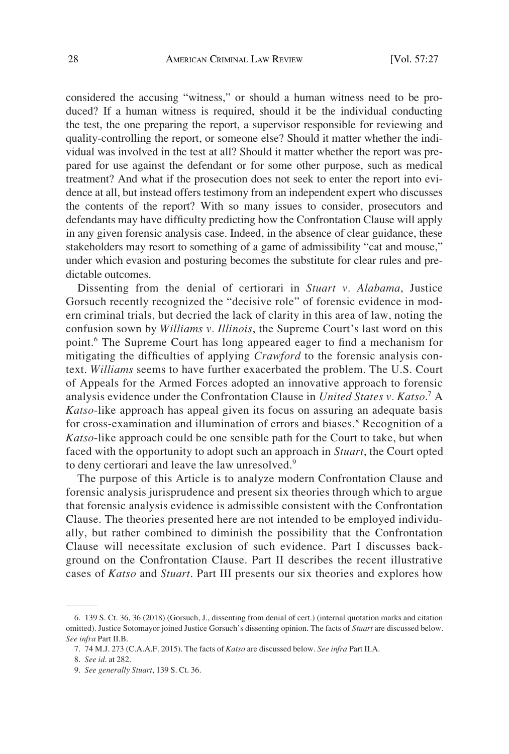considered the accusing "witness," or should a human witness need to be produced? If a human witness is required, should it be the individual conducting the test, the one preparing the report, a supervisor responsible for reviewing and quality-controlling the report, or someone else? Should it matter whether the individual was involved in the test at all? Should it matter whether the report was prepared for use against the defendant or for some other purpose, such as medical treatment? And what if the prosecution does not seek to enter the report into evidence at all, but instead offers testimony from an independent expert who discusses the contents of the report? With so many issues to consider, prosecutors and defendants may have difficulty predicting how the Confrontation Clause will apply in any given forensic analysis case. Indeed, in the absence of clear guidance, these stakeholders may resort to something of a game of admissibility "cat and mouse," under which evasion and posturing becomes the substitute for clear rules and predictable outcomes.

Dissenting from the denial of certiorari in *Stuart v. Alabama*, Justice Gorsuch recently recognized the "decisive role" of forensic evidence in modern criminal trials, but decried the lack of clarity in this area of law, noting the confusion sown by *Williams v. Illinois*, the Supreme Court's last word on this point.[6] The Supreme Court has long appeared eager to find a mechanism for mitigating the difficulties of applying *Crawford* to the forensic analysis context. *Williams* seems to have further exacerbated the problem. The U.S. Court of Appeals for the Armed Forces adopted an innovative approach to forensic analysis evidence under the Confrontation Clause in *United States v. Katso*.[7] A *Katso*-like approach has appeal given its focus on assuring an adequate basis for cross-examination and illumination of errors and biases.[8] Recognition of a *Katso*-like approach could be one sensible path for the Court to take, but when faced with the opportunity to adopt such an approach in *Stuart*, the Court opted to deny certiorari and leave the law unresolved.[9]

The purpose of this Article is to analyze modern Confrontation Clause and forensic analysis jurisprudence and present six theories through which to argue that forensic analysis evidence is admissible consistent with the Confrontation Clause. The theories presented here are not intended to be employed individually, but rather combined to diminish the possibility that the Confrontation Clause will necessitate exclusion of such evidence. Part I discusses background on the Confrontation Clause. Part II describes the recent illustrative cases of *Katso* and *Stuart*. Part III presents our six theories and explores how

---

6. 139 S. Ct. 36, 36 (2018) (Gorsuch, J., dissenting from denial of cert.) (internal quotation marks and citation omitted). Justice Sotomayor joined Justice Gorsuch's dissenting opinion. The facts of *Stuart* are discussed below. *See infra* Part II.B.

7. 74 M.J. 273 (C.A.A.F. 2015). The facts of *Katso* are discussed below. *See infra* Part II.A.

8. *See id.* at 282.

9. *See generally Stuart*, 139 S. Ct. 36.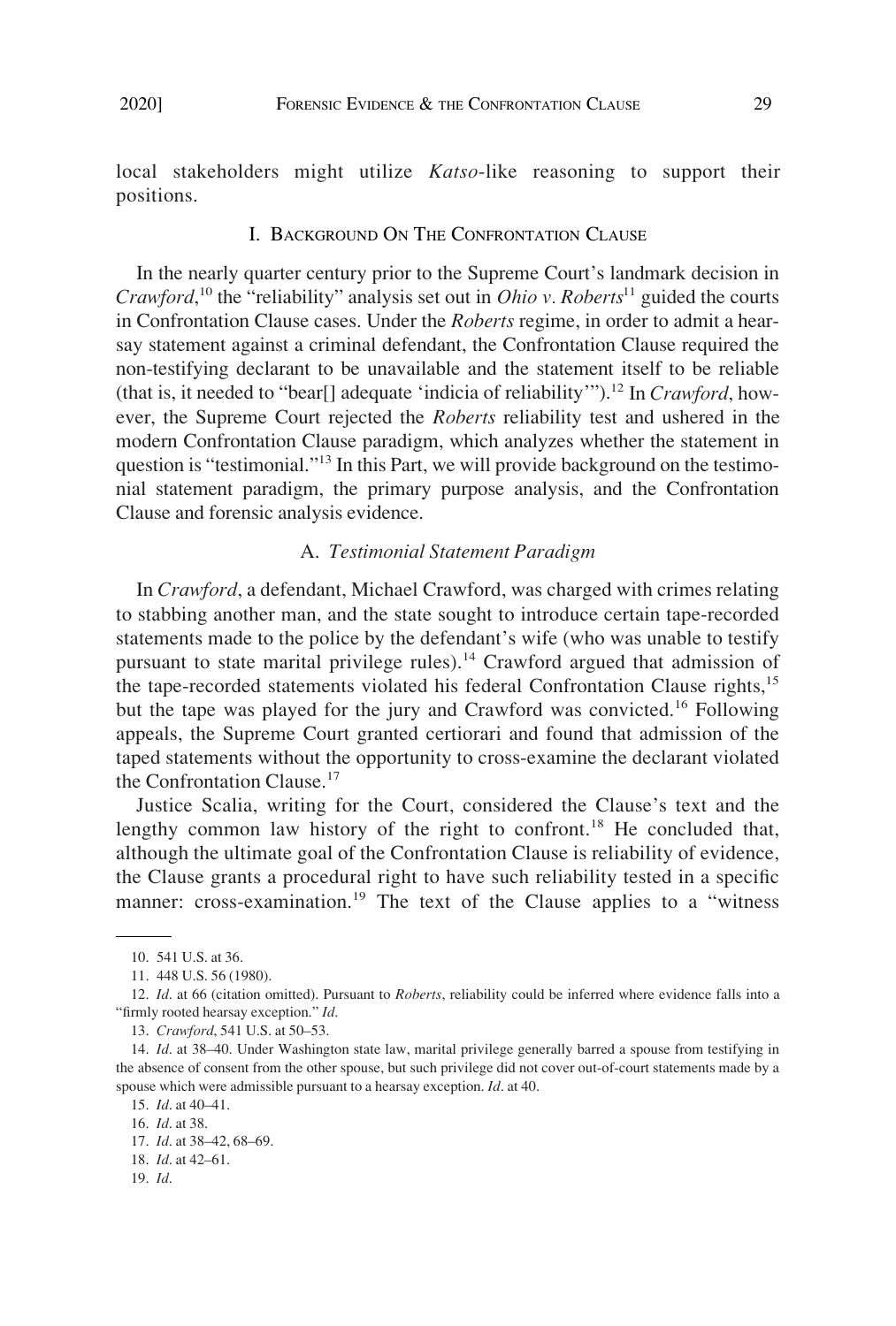local stakeholders might utilize *Katso*-like reasoning to support their positions.

## I. Background On The Confrontation Clause

In the nearly quarter century prior to the Supreme Court's landmark decision in *Crawford*,[10] the "reliability" analysis set out in *Ohio v. Roberts*[11] guided the courts in Confrontation Clause cases. Under the *Roberts* regime, in order to admit a hearsay statement against a criminal defendant, the Confrontation Clause required the non-testifying declarant to be unavailable and the statement itself to be reliable (that is, it needed to "bear[] adequate 'indicia of reliability'").[12] In *Crawford*, however, the Supreme Court rejected the *Roberts* reliability test and ushered in the modern Confrontation Clause paradigm, which analyzes whether the statement in question is "testimonial."[13] In this Part, we will provide background on the testimonial statement paradigm, the primary purpose analysis, and the Confrontation Clause and forensic analysis evidence.

### A. *Testimonial Statement Paradigm*

In *Crawford*, a defendant, Michael Crawford, was charged with crimes relating to stabbing another man, and the state sought to introduce certain tape-recorded statements made to the police by the defendant's wife (who was unable to testify pursuant to state marital privilege rules).[14] Crawford argued that admission of the tape-recorded statements violated his federal Confrontation Clause rights,[15] but the tape was played for the jury and Crawford was convicted.[16] Following appeals, the Supreme Court granted certiorari and found that admission of the taped statements without the opportunity to cross-examine the declarant violated the Confrontation Clause.[17]

Justice Scalia, writing for the Court, considered the Clause's text and the lengthy common law history of the right to confront.[18] He concluded that, although the ultimate goal of the Confrontation Clause is reliability of evidence, the Clause grants a procedural right to have such reliability tested in a specific manner: cross-examination.[19] The text of the Clause applies to a "witness

---

10. 541 U.S. at 36.

11. 448 U.S. 56 (1980).

12. *Id*. at 66 (citation omitted). Pursuant to *Roberts*, reliability could be inferred where evidence falls into a "firmly rooted hearsay exception." *Id*.

13. *Crawford*, 541 U.S. at 50–53.

14. *Id*. at 38–40. Under Washington state law, marital privilege generally barred a spouse from testifying in the absence of consent from the other spouse, but such privilege did not cover out-of-court statements made by a spouse which were admissible pursuant to a hearsay exception. *Id*. at 40.

15. *Id*. at 40–41.

16. *Id*. at 38.

17. *Id*. at 38–42, 68–69.

18. *Id*. at 42–61.

19. *Id*.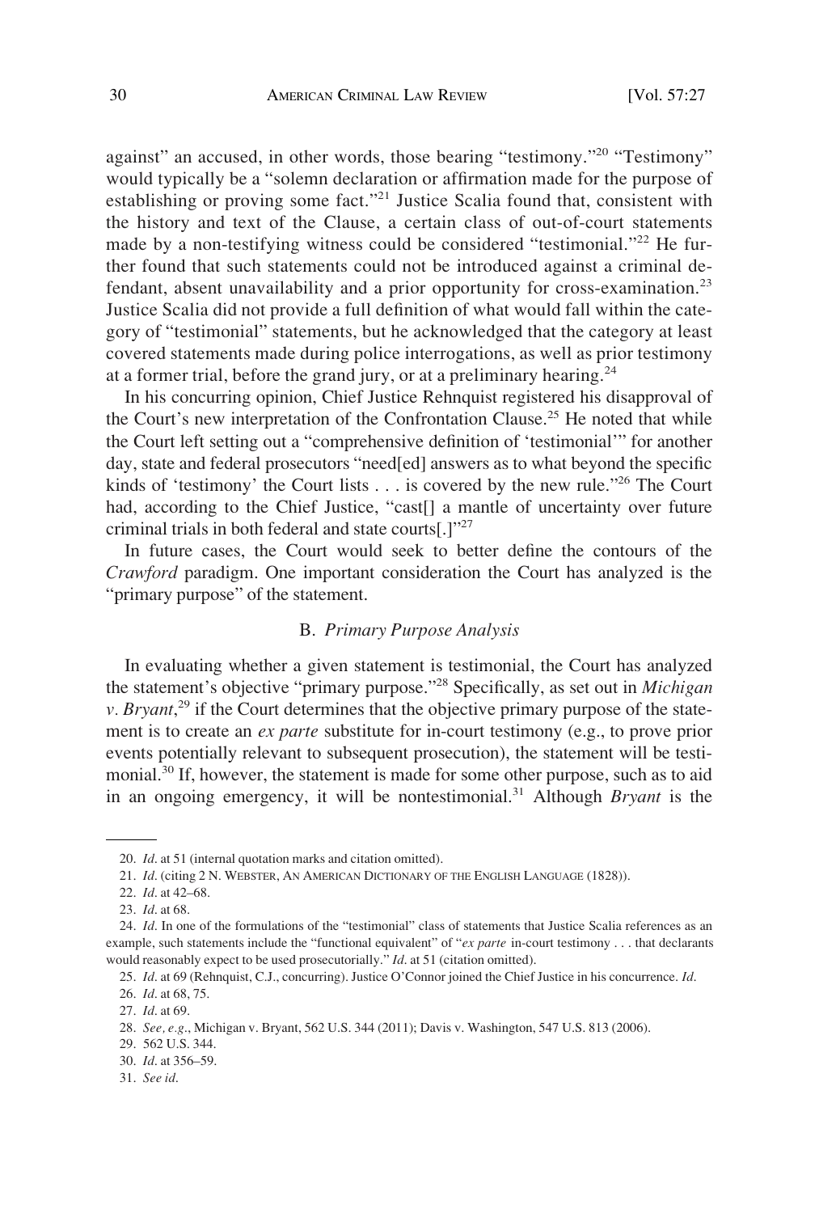against" an accused, in other words, those bearing "testimony."[20] "Testimony" would typically be a "solemn declaration or affirmation made for the purpose of establishing or proving some fact."[21] Justice Scalia found that, consistent with the history and text of the Clause, a certain class of out-of-court statements made by a non-testifying witness could be considered "testimonial."[22] He further found that such statements could not be introduced against a criminal defendant, absent unavailability and a prior opportunity for cross-examination.[23] Justice Scalia did not provide a full definition of what would fall within the category of "testimonial" statements, but he acknowledged that the category at least covered statements made during police interrogations, as well as prior testimony at a former trial, before the grand jury, or at a preliminary hearing.[24]

In his concurring opinion, Chief Justice Rehnquist registered his disapproval of the Court's new interpretation of the Confrontation Clause.[25] He noted that while the Court left setting out a "comprehensive definition of 'testimonial'" for another day, state and federal prosecutors "need[ed] answers as to what beyond the specific kinds of 'testimony' the Court lists . . . is covered by the new rule."[26] The Court had, according to the Chief Justice, "cast[] a mantle of uncertainty over future criminal trials in both federal and state courts[.]"[27]

In future cases, the Court would seek to better define the contours of the *Crawford* paradigm. One important consideration the Court has analyzed is the "primary purpose" of the statement.

### B. *Primary Purpose Analysis*

In evaluating whether a given statement is testimonial, the Court has analyzed the statement's objective "primary purpose."[28] Specifically, as set out in *Michigan v. Bryant*,[29] if the Court determines that the objective primary purpose of the statement is to create an *ex parte* substitute for in-court testimony (e.g., to prove prior events potentially relevant to subsequent prosecution), the statement will be testimonial.[30] If, however, the statement is made for some other purpose, such as to aid in an ongoing emergency, it will be nontestimonial.[31] Although *Bryant* is the

---

20. *Id.* at 51 (internal quotation marks and citation omitted).

21. *Id.* (citing 2 N. WEBSTER, AN AMERICAN DICTIONARY OF THE ENGLISH LANGUAGE (1828)).

22. *Id.* at 42–68.

23. *Id.* at 68.

24. *Id.* In one of the formulations of the "testimonial" class of statements that Justice Scalia references as an example, such statements include the "functional equivalent" of "*ex parte* in-court testimony . . . that declarants would reasonably expect to be used prosecutorially." *Id.* at 51 (citation omitted).

25. *Id.* at 69 (Rehnquist, C.J., concurring). Justice O'Connor joined the Chief Justice in his concurrence. *Id.*

26. *Id.* at 68, 75.

27. *Id.* at 69.

28. *See, e.g.*, Michigan v. Bryant, 562 U.S. 344 (2011); Davis v. Washington, 547 U.S. 813 (2006).

29. 562 U.S. 344.

30. *Id.* at 356–59.

31. *See id.*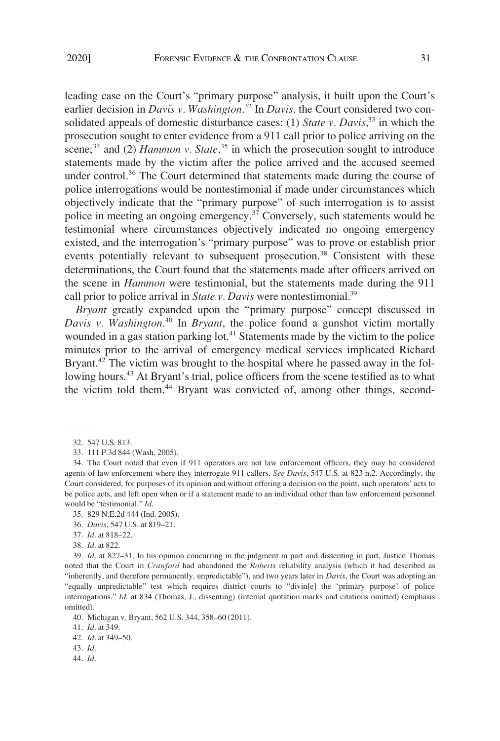leading case on the Court's "primary purpose" analysis, it built upon the Court's earlier decision in *Davis v. Washington*.[32] In *Davis*, the Court considered two consolidated appeals of domestic disturbance cases: (1) *State v. Davis*,[33] in which the prosecution sought to enter evidence from a 911 call prior to police arriving on the scene;[34] and (2) *Hammon v. State*,[35] in which the prosecution sought to introduce statements made by the victim after the police arrived and the accused seemed under control.[36] The Court determined that statements made during the course of police interrogations would be nontestimonial if made under circumstances which objectively indicate that the "primary purpose" of such interrogation is to assist police in meeting an ongoing emergency.[37] Conversely, such statements would be testimonial where circumstances objectively indicated no ongoing emergency existed, and the interrogation's "primary purpose" was to prove or establish prior events potentially relevant to subsequent prosecution.[38] Consistent with these determinations, the Court found that the statements made after officers arrived on the scene in *Hammon* were testimonial, but the statements made during the 911 call prior to police arrival in *State v. Davis* were nontestimonial.[39]

*Bryant* greatly expanded upon the "primary purpose" concept discussed in *Davis v. Washington*.[40] In *Bryant*, the police found a gunshot victim mortally wounded in a gas station parking lot.[41] Statements made by the victim to the police minutes prior to the arrival of emergency medical services implicated Richard Bryant.[42] The victim was brought to the hospital where he passed away in the following hours.[43] At Bryant's trial, police officers from the scene testified as to what the victim told them.[44] Bryant was convicted of, among other things, second-

---

32. 547 U.S. 813.

33. 111 P.3d 844 (Wash. 2005).

34. The Court noted that even if 911 operators are not law enforcement officers, they may be considered agents of law enforcement where they interrogate 911 callers. *See Davis*, 547 U.S. at 823 n.2. Accordingly, the Court considered, for purposes of its opinion and without offering a decision on the point, such operators' acts to be police acts, and left open when or if a statement made to an individual other than law enforcement personnel would be "testimonial." *Id*.

35. 829 N.E.2d 444 (Ind. 2005).

36. *Davis*, 547 U.S. at 819–21.

37. *Id*. at 818–22.

38. *Id*. at 822.

39. *Id*. at 827–31. In his opinion concurring in the judgment in part and dissenting in part, Justice Thomas noted that the Court in *Crawford* had abandoned the *Roberts* reliability analysis (which it had described as "inherently, and therefore permanently, unpredictable"), and two years later in *Davis*, the Court was adopting an "equally unpredictable" test which requires district courts to "divin[e] the 'primary purpose' of police interrogations." *Id*. at 834 (Thomas, J., dissenting) (internal quotation marks and citations omitted) (emphasis omitted).

40. Michigan v. Bryant, 562 U.S. 344, 358–60 (2011).

41. *Id*. at 349.

42. *Id*. at 349–50.

43. *Id*.

44. *Id*.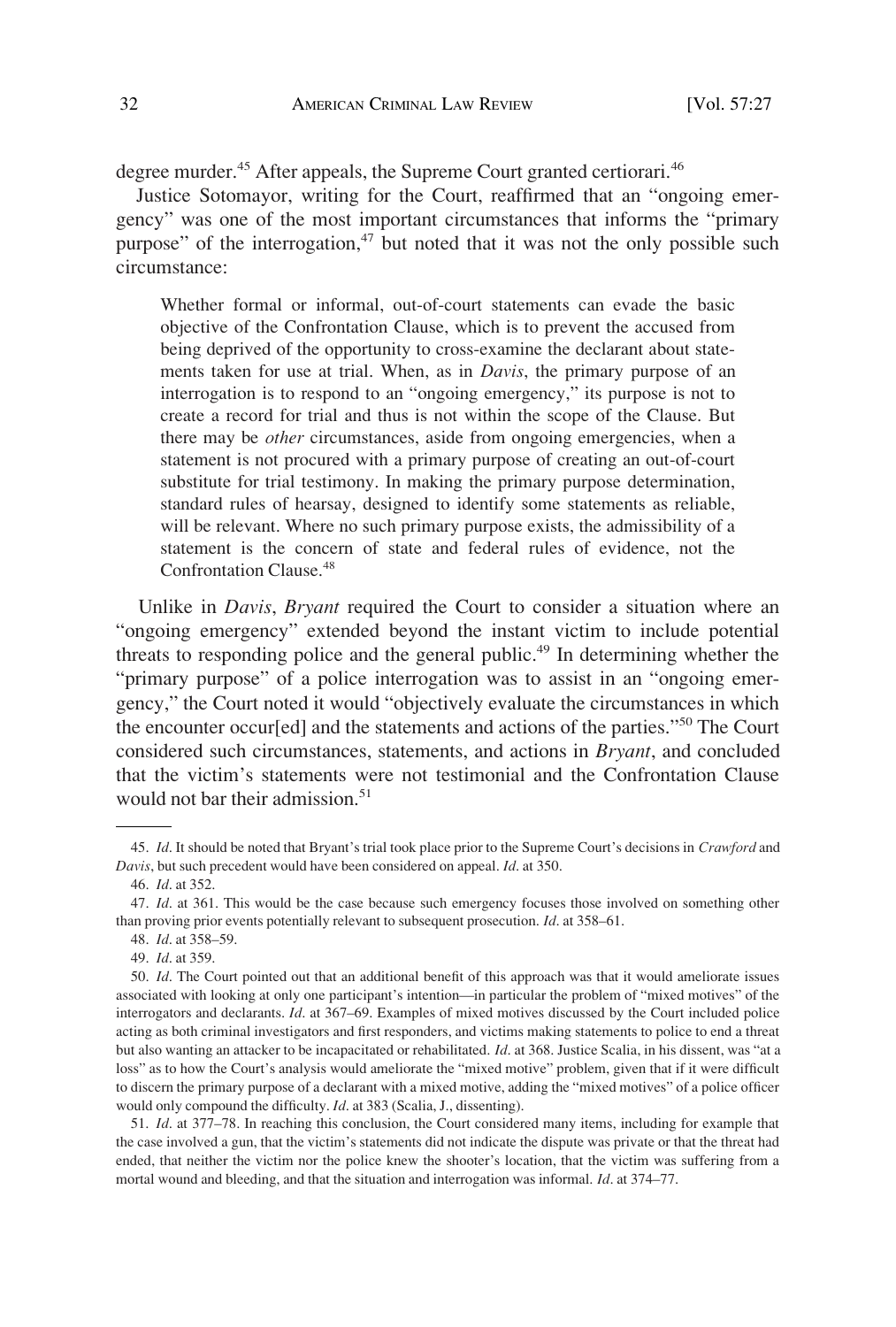degree murder.[45] After appeals, the Supreme Court granted certiorari.[46]

Justice Sotomayor, writing for the Court, reaffirmed that an "ongoing emergency" was one of the most important circumstances that informs the "primary purpose" of the interrogation,[47] but noted that it was not the only possible such circumstance:

> Whether formal or informal, out-of-court statements can evade the basic objective of the Confrontation Clause, which is to prevent the accused from being deprived of the opportunity to cross-examine the declarant about statements taken for use at trial. When, as in *Davis*, the primary purpose of an interrogation is to respond to an "ongoing emergency," its purpose is not to create a record for trial and thus is not within the scope of the Clause. But there may be *other* circumstances, aside from ongoing emergencies, when a statement is not procured with a primary purpose of creating an out-of-court substitute for trial testimony. In making the primary purpose determination, standard rules of hearsay, designed to identify some statements as reliable, will be relevant. Where no such primary purpose exists, the admissibility of a statement is the concern of state and federal rules of evidence, not the Confrontation Clause.[48]

Unlike in *Davis*, *Bryant* required the Court to consider a situation where an "ongoing emergency" extended beyond the instant victim to include potential threats to responding police and the general public.[49] In determining whether the "primary purpose" of a police interrogation was to assist in an "ongoing emergency," the Court noted it would "objectively evaluate the circumstances in which the encounter occur[ed] and the statements and actions of the parties."[50] The Court considered such circumstances, statements, and actions in *Bryant*, and concluded that the victim's statements were not testimonial and the Confrontation Clause would not bar their admission.[51]

---

45. *Id*. It should be noted that Bryant's trial took place prior to the Supreme Court's decisions in *Crawford* and *Davis*, but such precedent would have been considered on appeal. *Id*. at 350.

46. *Id*. at 352.

47. *Id*. at 361. This would be the case because such emergency focuses those involved on something other than proving prior events potentially relevant to subsequent prosecution. *Id*. at 358–61.

48. *Id*. at 358–59.

49. *Id*. at 359.

50. *Id*. The Court pointed out that an additional benefit of this approach was that it would ameliorate issues associated with looking at only one participant's intention—in particular the problem of "mixed motives" of the interrogators and declarants. *Id*. at 367–69. Examples of mixed motives discussed by the Court included police acting as both criminal investigators and first responders, and victims making statements to police to end a threat but also wanting an attacker to be incapacitated or rehabilitated. *Id*. at 368. Justice Scalia, in his dissent, was "at a loss" as to how the Court's analysis would ameliorate the "mixed motive" problem, given that if it were difficult to discern the primary purpose of a declarant with a mixed motive, adding the "mixed motives" of a police officer would only compound the difficulty. *Id*. at 383 (Scalia, J., dissenting).

51. *Id*. at 377–78. In reaching this conclusion, the Court considered many items, including for example that the case involved a gun, that the victim's statements did not indicate the dispute was private or that the threat had ended, that neither the victim nor the police knew the shooter's location, that the victim was suffering from a mortal wound and bleeding, and that the situation and interrogation was informal. *Id*. at 374–77.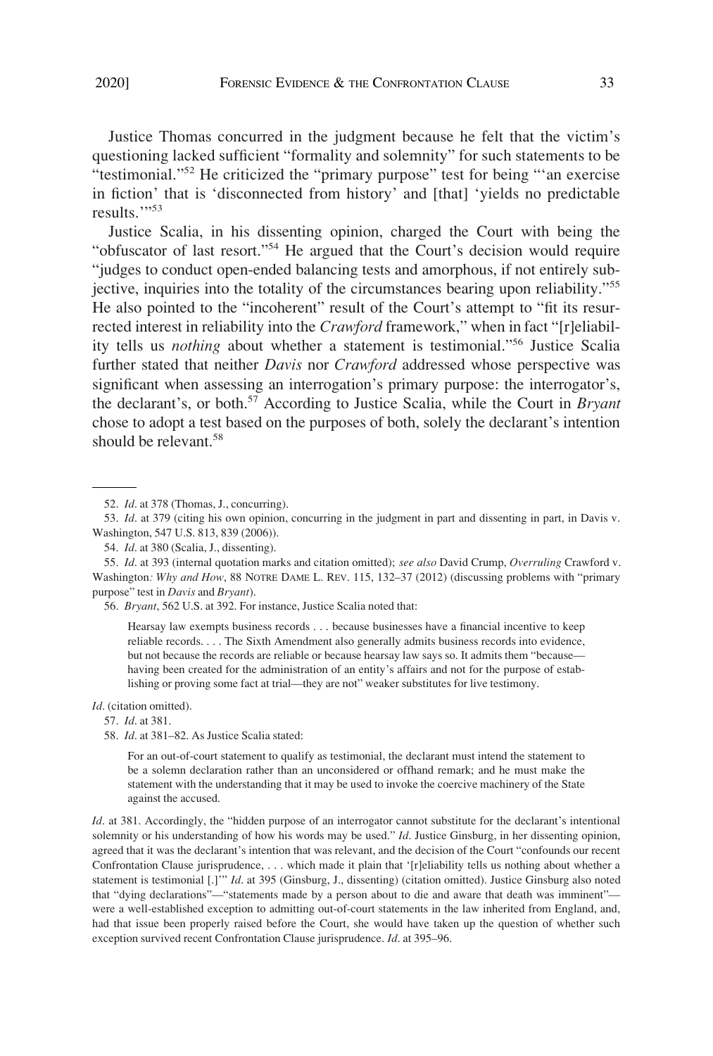Justice Thomas concurred in the judgment because he felt that the victim's questioning lacked sufficient "formality and solemnity" for such statements to be "testimonial."[52] He criticized the "primary purpose" test for being "'an exercise in fiction' that is 'disconnected from history' and [that] 'yields no predictable results.'"[53]

Justice Scalia, in his dissenting opinion, charged the Court with being the "obfuscator of last resort."[54] He argued that the Court's decision would require "judges to conduct open-ended balancing tests and amorphous, if not entirely subjective, inquiries into the totality of the circumstances bearing upon reliability."[55] He also pointed to the "incoherent" result of the Court's attempt to "fit its resurrected interest in reliability into the *Crawford* framework," when in fact "[r]eliability tells us *nothing* about whether a statement is testimonial."[56] Justice Scalia further stated that neither *Davis* nor *Crawford* addressed whose perspective was significant when assessing an interrogation's primary purpose: the interrogator's, the declarant's, or both.[57] According to Justice Scalia, while the Court in *Bryant* chose to adopt a test based on the purposes of both, solely the declarant's intention should be relevant.[58]

---

52. *Id*. at 378 (Thomas, J., concurring).

53. *Id*. at 379 (citing his own opinion, concurring in the judgment in part and dissenting in part, in Davis v. Washington, 547 U.S. 813, 839 (2006)).

54. *Id*. at 380 (Scalia, J., dissenting).

55. *Id*. at 393 (internal quotation marks and citation omitted); *see also* David Crump, *Overruling* Crawford v. Washington*: Why and How*, 88 NOTRE DAME L. REV. 115, 132–37 (2012) (discussing problems with "primary purpose" test in *Davis* and *Bryant*).

56. *Bryant*, 562 U.S. at 392. For instance, Justice Scalia noted that:

> Hearsay law exempts business records . . . because businesses have a financial incentive to keep reliable records. . . . The Sixth Amendment also generally admits business records into evidence, but not because the records are reliable or because hearsay law says so. It admits them "because—having been created for the administration of an entity's affairs and not for the purpose of establishing or proving some fact at trial—they are not" weaker substitutes for live testimony.

*Id*. (citation omitted).

57. *Id*. at 381.

58. *Id*. at 381–82. As Justice Scalia stated:

> For an out-of-court statement to qualify as testimonial, the declarant must intend the statement to be a solemn declaration rather than an unconsidered or offhand remark; and he must make the statement with the understanding that it may be used to invoke the coercive machinery of the State against the accused.

*Id*. at 381. Accordingly, the "hidden purpose of an interrogator cannot substitute for the declarant's intentional solemnity or his understanding of how his words may be used." *Id*. Justice Ginsburg, in her dissenting opinion, agreed that it was the declarant's intention that was relevant, and the decision of the Court "confounds our recent Confrontation Clause jurisprudence, . . . which made it plain that '[r]eliability tells us nothing about whether a statement is testimonial [.]'" *Id*. at 395 (Ginsburg, J., dissenting) (citation omitted). Justice Ginsburg also noted that "dying declarations"—"statements made by a person about to die and aware that death was imminent"—were a well-established exception to admitting out-of-court statements in the law inherited from England, and, had that issue been properly raised before the Court, she would have taken up the question of whether such exception survived recent Confrontation Clause jurisprudence. *Id*. at 395–96.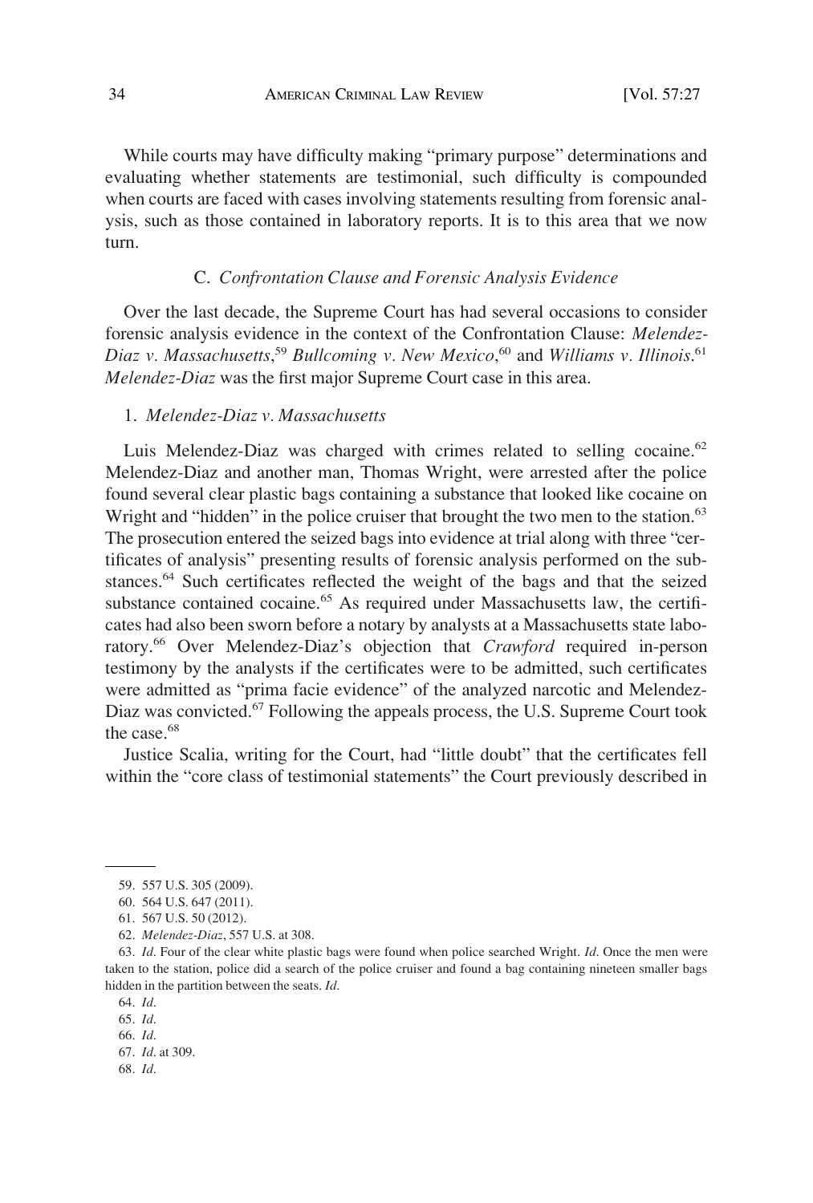While courts may have difficulty making "primary purpose" determinations and evaluating whether statements are testimonial, such difficulty is compounded when courts are faced with cases involving statements resulting from forensic analysis, such as those contained in laboratory reports. It is to this area that we now turn.

### C. *Confrontation Clause and Forensic Analysis Evidence*

Over the last decade, the Supreme Court has had several occasions to consider forensic analysis evidence in the context of the Confrontation Clause: *Melendez-Diaz v. Massachusetts*,[59] *Bullcoming v. New Mexico*,[60] and *Williams v. Illinois*.[61] *Melendez-Diaz* was the first major Supreme Court case in this area.

#### 1. *Melendez-Diaz v. Massachusetts*

Luis Melendez-Diaz was charged with crimes related to selling cocaine.[62] Melendez-Diaz and another man, Thomas Wright, were arrested after the police found several clear plastic bags containing a substance that looked like cocaine on Wright and "hidden" in the police cruiser that brought the two men to the station.[63] The prosecution entered the seized bags into evidence at trial along with three "certificates of analysis" presenting results of forensic analysis performed on the substances.[64] Such certificates reflected the weight of the bags and that the seized substance contained cocaine.[65] As required under Massachusetts law, the certificates had also been sworn before a notary by analysts at a Massachusetts state laboratory.[66] Over Melendez-Diaz's objection that *Crawford* required in-person testimony by the analysts if the certificates were to be admitted, such certificates were admitted as "prima facie evidence" of the analyzed narcotic and Melendez-Diaz was convicted.[67] Following the appeals process, the U.S. Supreme Court took the case.[68]

Justice Scalia, writing for the Court, had "little doubt" that the certificates fell within the "core class of testimonial statements" the Court previously described in

---

59. 557 U.S. 305 (2009).

60. 564 U.S. 647 (2011).

61. 567 U.S. 50 (2012).

62. *Melendez-Diaz*, 557 U.S. at 308.

63. *Id*. Four of the clear white plastic bags were found when police searched Wright. *Id*. Once the men were taken to the station, police did a search of the police cruiser and found a bag containing nineteen smaller bags hidden in the partition between the seats. *Id*.

64. *Id*.

65. *Id*.

66. *Id*.

67. *Id*. at 309.

68. *Id*.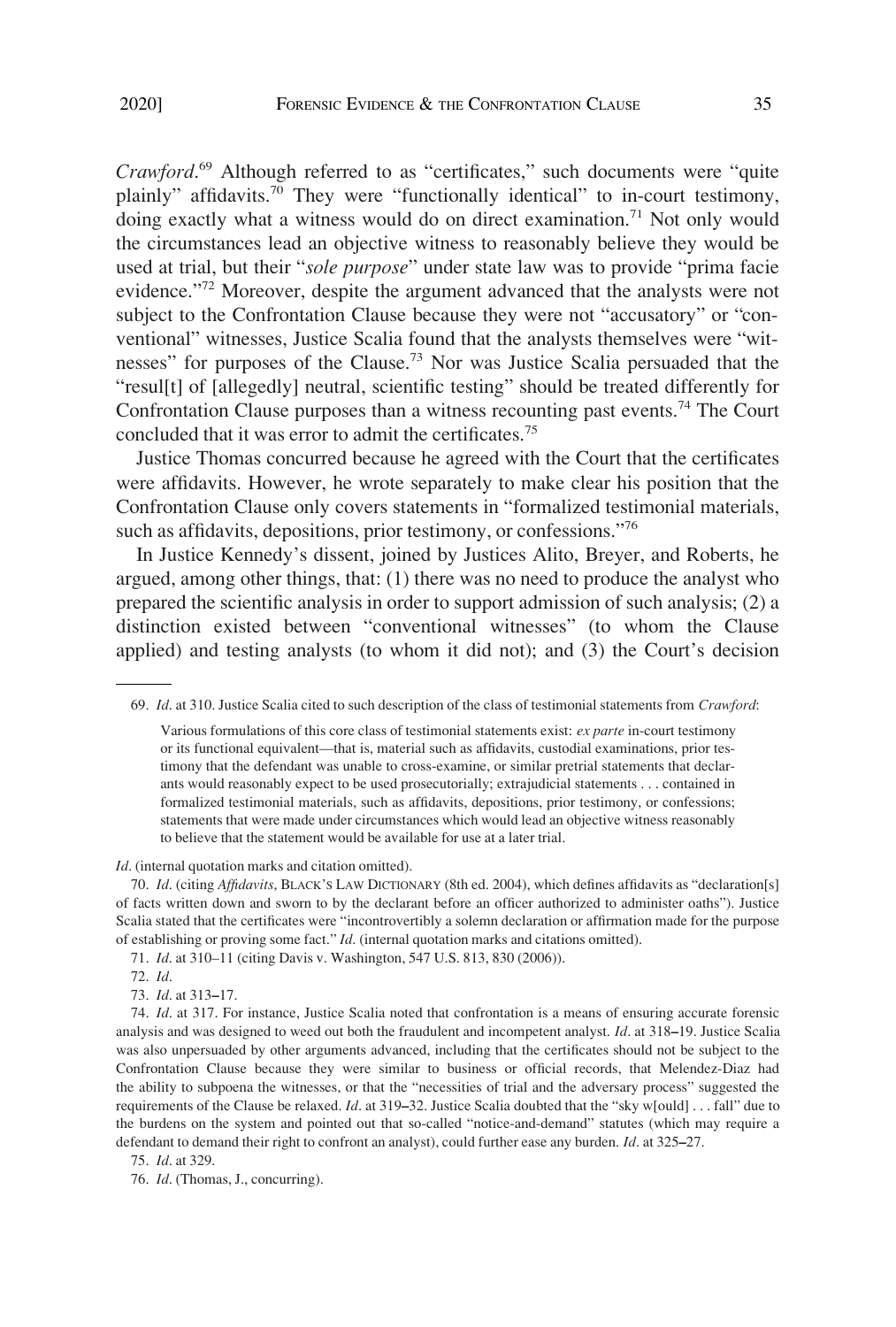*Crawford*.[69] Although referred to as "certificates," such documents were "quite plainly" affidavits.[70] They were "functionally identical" to in-court testimony, doing exactly what a witness would do on direct examination.[71] Not only would the circumstances lead an objective witness to reasonably believe they would be used at trial, but their "*sole purpose*" under state law was to provide "prima facie evidence."[72] Moreover, despite the argument advanced that the analysts were not subject to the Confrontation Clause because they were not "accusatory" or "conventional" witnesses, Justice Scalia found that the analysts themselves were "witnesses" for purposes of the Clause.[73] Nor was Justice Scalia persuaded that the "resul[t] of [allegedly] neutral, scientific testing" should be treated differently for Confrontation Clause purposes than a witness recounting past events.[74] The Court concluded that it was error to admit the certificates.[75]

Justice Thomas concurred because he agreed with the Court that the certificates were affidavits. However, he wrote separately to make clear his position that the Confrontation Clause only covers statements in "formalized testimonial materials, such as affidavits, depositions, prior testimony, or confessions."[76]

In Justice Kennedy's dissent, joined by Justices Alito, Breyer, and Roberts, he argued, among other things, that: (1) there was no need to produce the analyst who prepared the scientific analysis in order to support admission of such analysis; (2) a distinction existed between "conventional witnesses" (to whom the Clause applied) and testing analysts (to whom it did not); and (3) the Court's decision

---

69. *Id*. at 310. Justice Scalia cited to such description of the class of testimonial statements from *Crawford*:

> Various formulations of this core class of testimonial statements exist: *ex parte* in-court testimony or its functional equivalent—that is, material such as affidavits, custodial examinations, prior testimony that the defendant was unable to cross-examine, or similar pretrial statements that declarants would reasonably expect to be used prosecutorially; extrajudicial statements . . . contained in formalized testimonial materials, such as affidavits, depositions, prior testimony, or confessions; statements that were made under circumstances which would lead an objective witness reasonably to believe that the statement would be available for use at a later trial.

*Id*. (internal quotation marks and citation omitted).

70. *Id*. (citing *Affidavits*, BLACK'S LAW DICTIONARY (8th ed. 2004), which defines affidavits as "declaration[s] of facts written down and sworn to by the declarant before an officer authorized to administer oaths"). Justice Scalia stated that the certificates were "incontrovertibly a solemn declaration or affirmation made for the purpose of establishing or proving some fact." *Id*. (internal quotation marks and citations omitted).

71. *Id*. at 310–11 (citing Davis v. Washington, 547 U.S. 813, 830 (2006)).

72. *Id*.

73. *Id*. at 313–17.

74. *Id*. at 317. For instance, Justice Scalia noted that confrontation is a means of ensuring accurate forensic analysis and was designed to weed out both the fraudulent and incompetent analyst. *Id*. at 318–19. Justice Scalia was also unpersuaded by other arguments advanced, including that the certificates should not be subject to the Confrontation Clause because they were similar to business or official records, that Melendez-Diaz had the ability to subpoena the witnesses, or that the "necessities of trial and the adversary process" suggested the requirements of the Clause be relaxed. *Id*. at 319–32. Justice Scalia doubted that the "sky w[ould] . . . fall" due to the burdens on the system and pointed out that so-called "notice-and-demand" statutes (which may require a defendant to demand their right to confront an analyst), could further ease any burden. *Id*. at 325–27.

75. *Id*. at 329.

76. *Id*. (Thomas, J., concurring).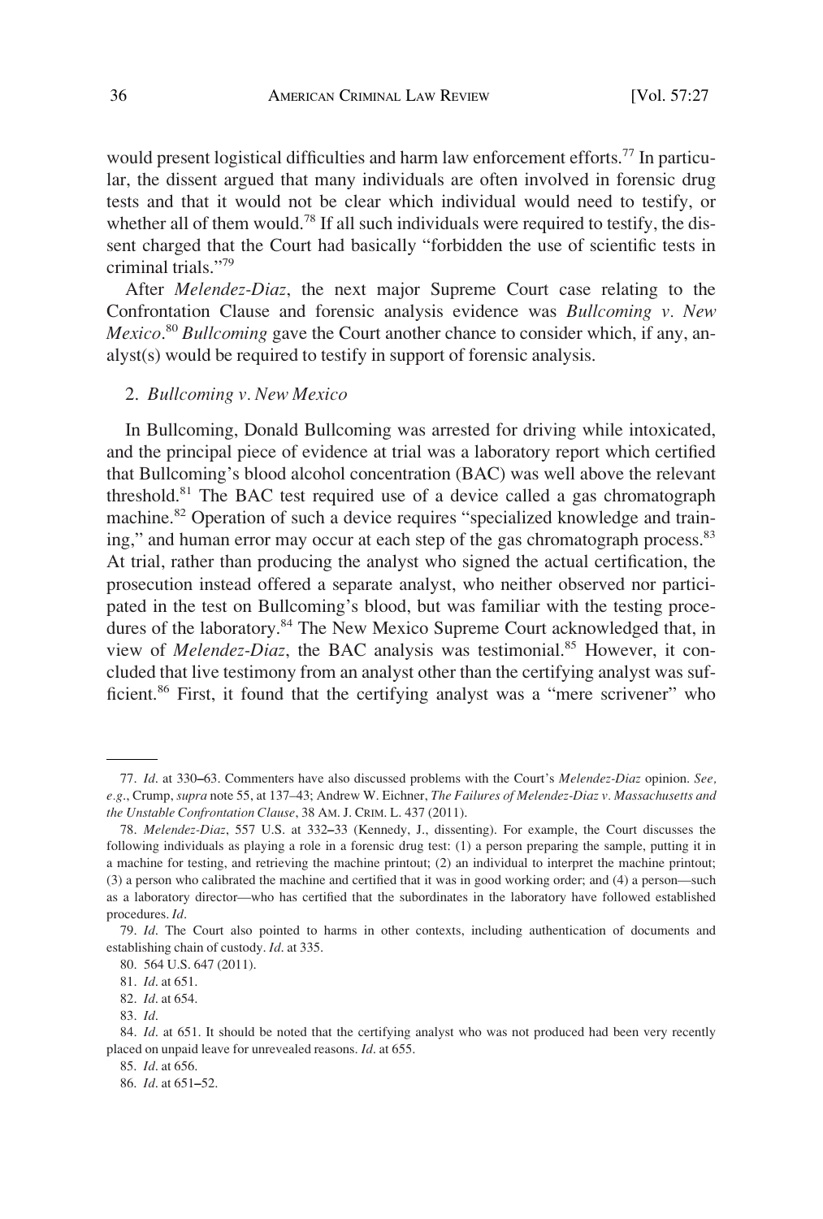would present logistical difficulties and harm law enforcement efforts.[77] In particular, the dissent argued that many individuals are often involved in forensic drug tests and that it would not be clear which individual would need to testify, or whether all of them would.[78] If all such individuals were required to testify, the dissent charged that the Court had basically "forbidden the use of scientific tests in criminal trials."[79]

After *Melendez-Diaz*, the next major Supreme Court case relating to the Confrontation Clause and forensic analysis evidence was *Bullcoming v. New Mexico*.[80] *Bullcoming* gave the Court another chance to consider which, if any, analyst(s) would be required to testify in support of forensic analysis.

### 2. *Bullcoming v. New Mexico*

In Bullcoming, Donald Bullcoming was arrested for driving while intoxicated, and the principal piece of evidence at trial was a laboratory report which certified that Bullcoming's blood alcohol concentration (BAC) was well above the relevant threshold.[81] The BAC test required use of a device called a gas chromatograph machine.[82] Operation of such a device requires "specialized knowledge and training," and human error may occur at each step of the gas chromatograph process.[83] At trial, rather than producing the analyst who signed the actual certification, the prosecution instead offered a separate analyst, who neither observed nor participated in the test on Bullcoming's blood, but was familiar with the testing procedures of the laboratory.[84] The New Mexico Supreme Court acknowledged that, in view of *Melendez-Diaz*, the BAC analysis was testimonial.[85] However, it concluded that live testimony from an analyst other than the certifying analyst was sufficient.[86] First, it found that the certifying analyst was a "mere scrivener" who

---

77. *Id*. at 330–63. Commenters have also discussed problems with the Court's *Melendez-Diaz* opinion. *See, e.g.*, Crump, *supra* note 55, at 137–43; Andrew W. Eichner, *The Failures of Melendez-Diaz v. Massachusetts and the Unstable Confrontation Clause*, 38 AM. J. CRIM. L. 437 (2011).

78. *Melendez-Diaz*, 557 U.S. at 332–33 (Kennedy, J., dissenting). For example, the Court discusses the following individuals as playing a role in a forensic drug test: (1) a person preparing the sample, putting it in a machine for testing, and retrieving the machine printout; (2) an individual to interpret the machine printout; (3) a person who calibrated the machine and certified that it was in good working order; and (4) a person—such as a laboratory director—who has certified that the subordinates in the laboratory have followed established procedures. *Id*.

79. *Id*. The Court also pointed to harms in other contexts, including authentication of documents and establishing chain of custody. *Id*. at 335.

80. 564 U.S. 647 (2011).

81. *Id*. at 651.

82. *Id*. at 654.

83. *Id*.

84. *Id*. at 651. It should be noted that the certifying analyst who was not produced had been very recently placed on unpaid leave for unrevealed reasons. *Id*. at 655.

85. *Id*. at 656.

86. *Id*. at 651–52.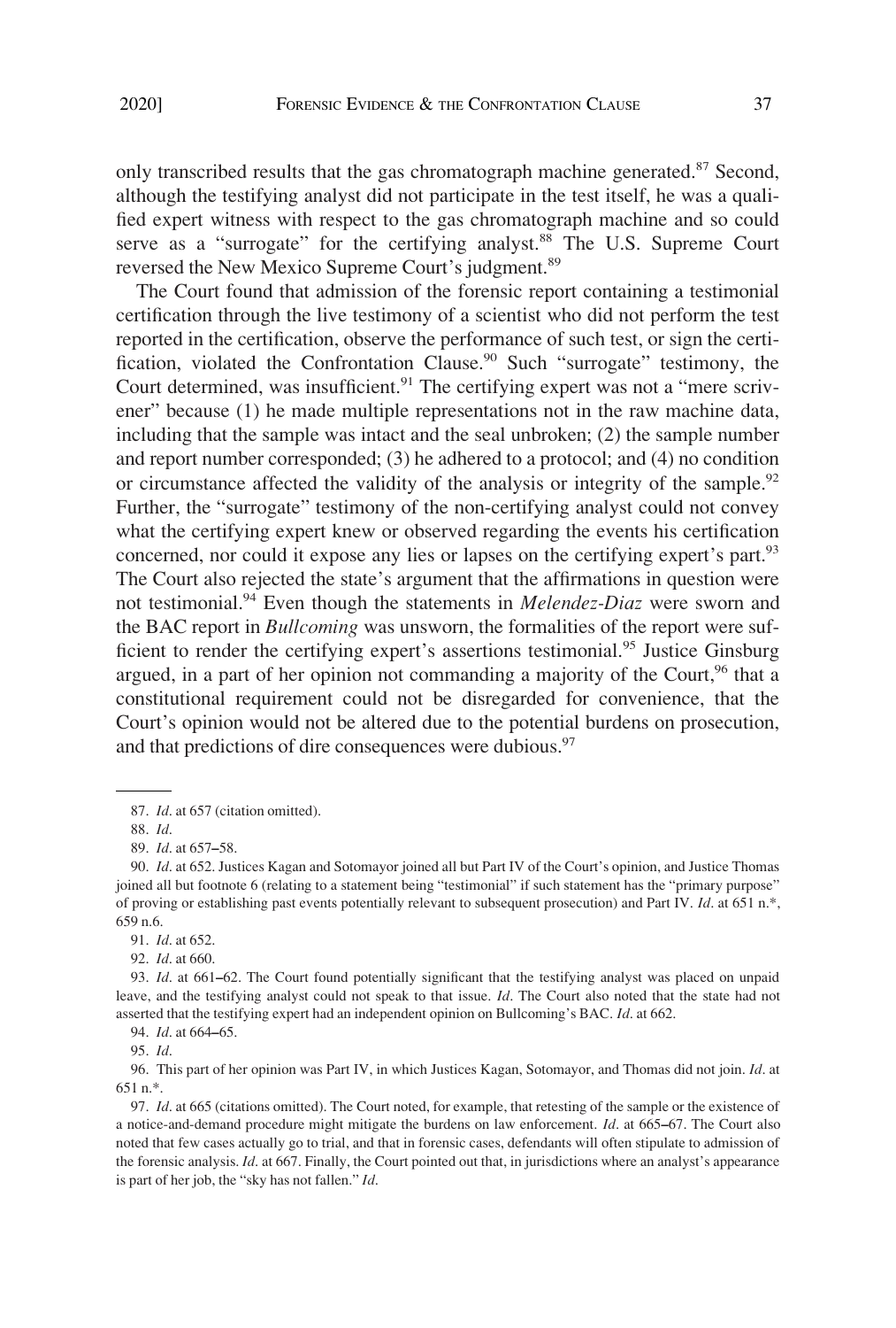only transcribed results that the gas chromatograph machine generated.[87] Second, although the testifying analyst did not participate in the test itself, he was a qualified expert witness with respect to the gas chromatograph machine and so could serve as a "surrogate" for the certifying analyst.[88] The U.S. Supreme Court reversed the New Mexico Supreme Court's judgment.[89]

The Court found that admission of the forensic report containing a testimonial certification through the live testimony of a scientist who did not perform the test reported in the certification, observe the performance of such test, or sign the certification, violated the Confrontation Clause.[90] Such "surrogate" testimony, the Court determined, was insufficient.[91] The certifying expert was not a "mere scrivener" because (1) he made multiple representations not in the raw machine data, including that the sample was intact and the seal unbroken; (2) the sample number and report number corresponded; (3) he adhered to a protocol; and (4) no condition or circumstance affected the validity of the analysis or integrity of the sample.[92] Further, the "surrogate" testimony of the non-certifying analyst could not convey what the certifying expert knew or observed regarding the events his certification concerned, nor could it expose any lies or lapses on the certifying expert's part.[93] The Court also rejected the state's argument that the affirmations in question were not testimonial.[94] Even though the statements in *Melendez-Diaz* were sworn and the BAC report in *Bullcoming* was unsworn, the formalities of the report were sufficient to render the certifying expert's assertions testimonial.[95] Justice Ginsburg argued, in a part of her opinion not commanding a majority of the Court,[96] that a constitutional requirement could not be disregarded for convenience, that the Court's opinion would not be altered due to the potential burdens on prosecution, and that predictions of dire consequences were dubious.[97]

---

87. *Id*. at 657 (citation omitted).

88. *Id*.

89. *Id*. at 657–58.

90. *Id*. at 652. Justices Kagan and Sotomayor joined all but Part IV of the Court's opinion, and Justice Thomas joined all but footnote 6 (relating to a statement being "testimonial" if such statement has the "primary purpose" of proving or establishing past events potentially relevant to subsequent prosecution) and Part IV. *Id*. at 651 n.*, 659 n.6.

91. *Id*. at 652.

92. *Id*. at 660.

93. *Id*. at 661–62. The Court found potentially significant that the testifying analyst was placed on unpaid leave, and the testifying analyst could not speak to that issue. *Id*. The Court also noted that the state had not asserted that the testifying expert had an independent opinion on Bullcoming's BAC. *Id*. at 662.

94. *Id*. at 664–65.

95. *Id*.

96. This part of her opinion was Part IV, in which Justices Kagan, Sotomayor, and Thomas did not join. *Id*. at 651 n.*.

97. *Id*. at 665 (citations omitted). The Court noted, for example, that retesting of the sample or the existence of a notice-and-demand procedure might mitigate the burdens on law enforcement. *Id*. at 665–67. The Court also noted that few cases actually go to trial, and that in forensic cases, defendants will often stipulate to admission of the forensic analysis. *Id*. at 667. Finally, the Court pointed out that, in jurisdictions where an analyst's appearance is part of her job, the "sky has not fallen." *Id*.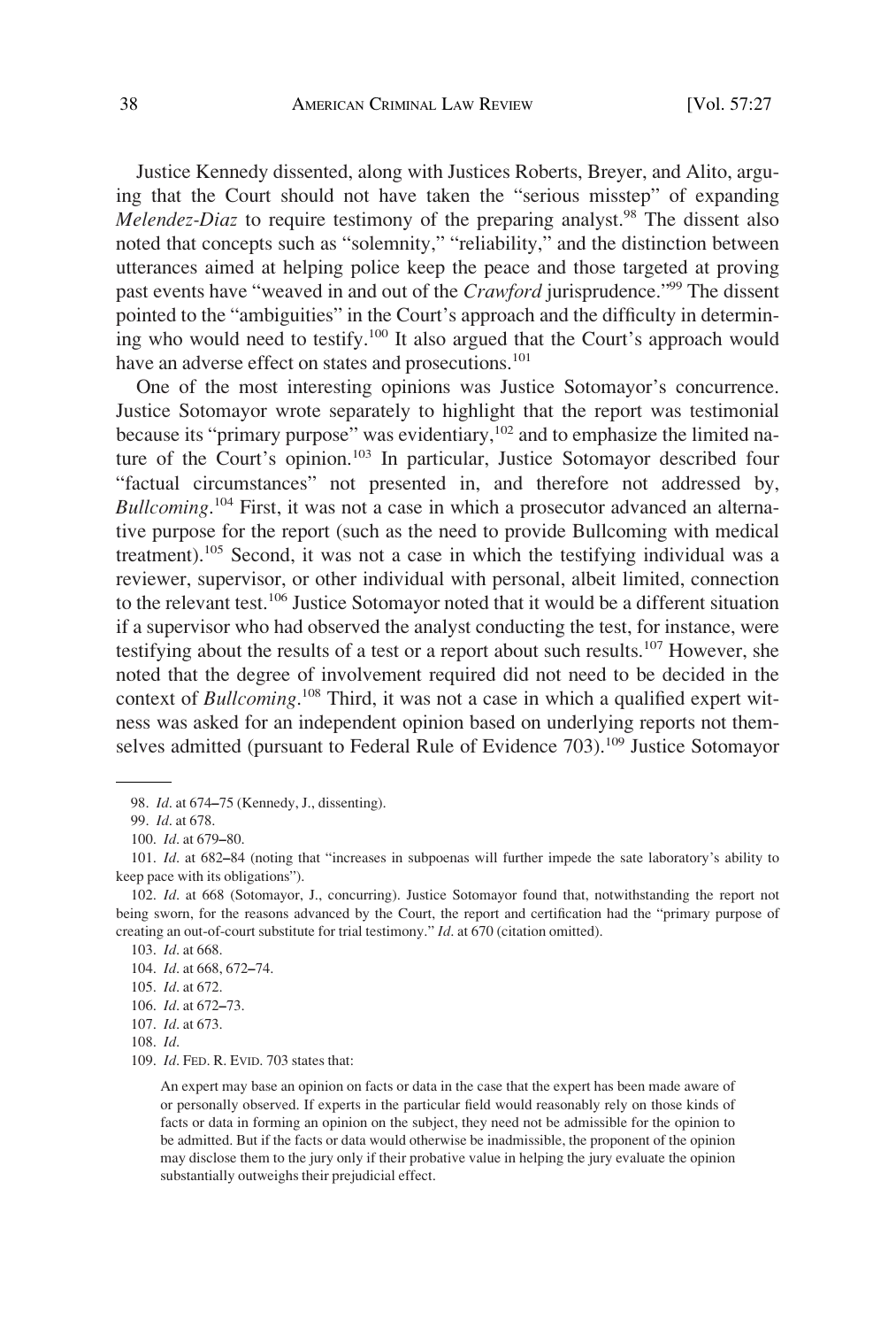Justice Kennedy dissented, along with Justices Roberts, Breyer, and Alito, arguing that the Court should not have taken the "serious misstep" of expanding *Melendez-Diaz* to require testimony of the preparing analyst.[98] The dissent also noted that concepts such as "solemnity," "reliability," and the distinction between utterances aimed at helping police keep the peace and those targeted at proving past events have "weaved in and out of the *Crawford* jurisprudence."[99] The dissent pointed to the "ambiguities" in the Court's approach and the difficulty in determining who would need to testify.[100] It also argued that the Court's approach would have an adverse effect on states and prosecutions.[101]

One of the most interesting opinions was Justice Sotomayor's concurrence. Justice Sotomayor wrote separately to highlight that the report was testimonial because its "primary purpose" was evidentiary,[102] and to emphasize the limited nature of the Court's opinion.[103] In particular, Justice Sotomayor described four "factual circumstances" not presented in, and therefore not addressed by, *Bullcoming*.[104] First, it was not a case in which a prosecutor advanced an alternative purpose for the report (such as the need to provide Bullcoming with medical treatment).[105] Second, it was not a case in which the testifying individual was a reviewer, supervisor, or other individual with personal, albeit limited, connection to the relevant test.[106] Justice Sotomayor noted that it would be a different situation if a supervisor who had observed the analyst conducting the test, for instance, were testifying about the results of a test or a report about such results.[107] However, she noted that the degree of involvement required did not need to be decided in the context of *Bullcoming*.[108] Third, it was not a case in which a qualified expert witness was asked for an independent opinion based on underlying reports not themselves admitted (pursuant to Federal Rule of Evidence 703).[109] Justice Sotomayor

---

98. *Id*. at 674–75 (Kennedy, J., dissenting).

99. *Id*. at 678.

100. *Id*. at 679–80.

101. *Id*. at 682–84 (noting that "increases in subpoenas will further impede the sate laboratory's ability to keep pace with its obligations").

102. *Id*. at 668 (Sotomayor, J., concurring). Justice Sotomayor found that, notwithstanding the report not being sworn, for the reasons advanced by the Court, the report and certification had the "primary purpose of creating an out-of-court substitute for trial testimony." *Id*. at 670 (citation omitted).

103. *Id*. at 668.

104. *Id*. at 668, 672–74.

105. *Id*. at 672.

106. *Id*. at 672–73.

107. *Id*. at 673.

108. *Id*.

109. *Id*. FED. R. EVID. 703 states that:

> An expert may base an opinion on facts or data in the case that the expert has been made aware of or personally observed. If experts in the particular field would reasonably rely on those kinds of facts or data in forming an opinion on the subject, they need not be admissible for the opinion to be admitted. But if the facts or data would otherwise be inadmissible, the proponent of the opinion may disclose them to the jury only if their probative value in helping the jury evaluate the opinion substantially outweighs their prejudicial effect.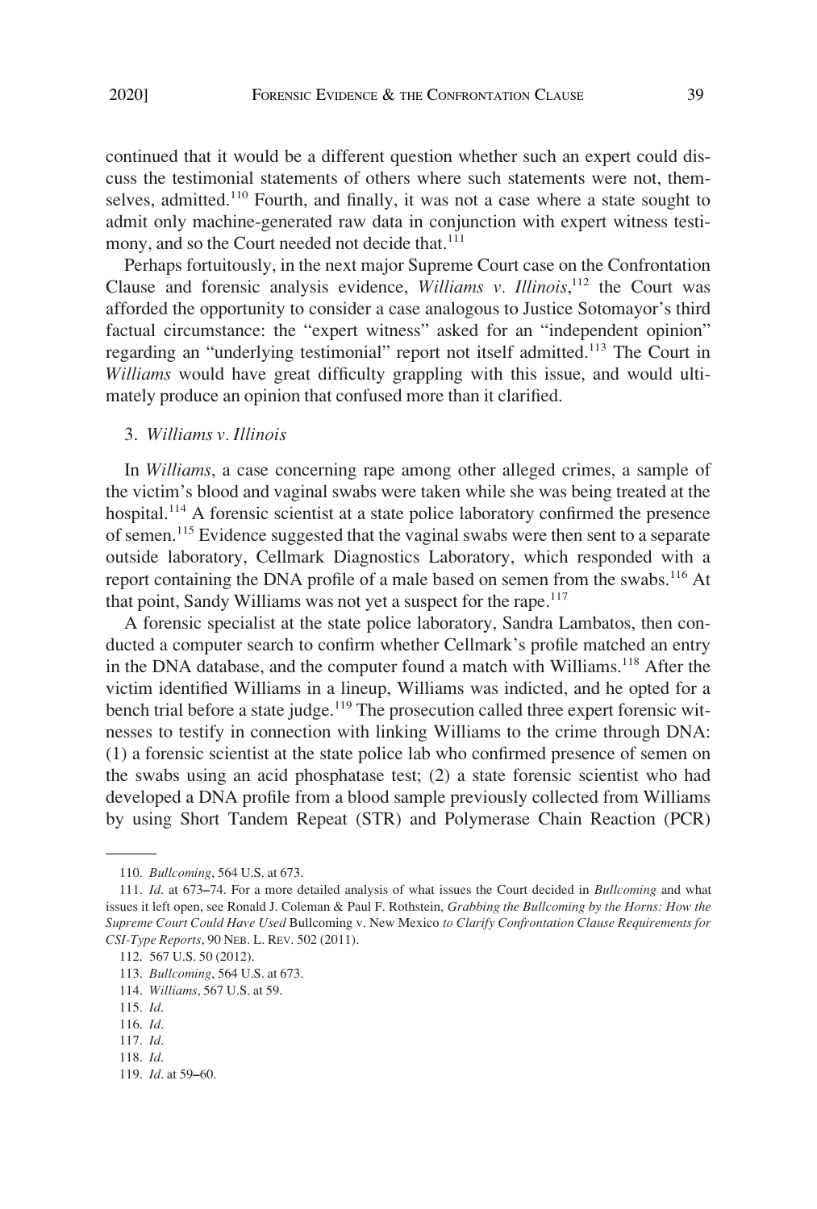continued that it would be a different question whether such an expert could discuss the testimonial statements of others where such statements were not, themselves, admitted.[110] Fourth, and finally, it was not a case where a state sought to admit only machine-generated raw data in conjunction with expert witness testimony, and so the Court needed not decide that.[111]

Perhaps fortuitously, in the next major Supreme Court case on the Confrontation Clause and forensic analysis evidence, *Williams v. Illinois*,[112] the Court was afforded the opportunity to consider a case analogous to Justice Sotomayor's third factual circumstance: the "expert witness" asked for an "independent opinion" regarding an "underlying testimonial" report not itself admitted.[113] The Court in *Williams* would have great difficulty grappling with this issue, and would ultimately produce an opinion that confused more than it clarified.

### 3. *Williams v. Illinois*

In *Williams*, a case concerning rape among other alleged crimes, a sample of the victim's blood and vaginal swabs were taken while she was being treated at the hospital.[114] A forensic scientist at a state police laboratory confirmed the presence of semen.[115] Evidence suggested that the vaginal swabs were then sent to a separate outside laboratory, Cellmark Diagnostics Laboratory, which responded with a report containing the DNA profile of a male based on semen from the swabs.[116] At that point, Sandy Williams was not yet a suspect for the rape.[117]

A forensic specialist at the state police laboratory, Sandra Lambatos, then conducted a computer search to confirm whether Cellmark's profile matched an entry in the DNA database, and the computer found a match with Williams.[118] After the victim identified Williams in a lineup, Williams was indicted, and he opted for a bench trial before a state judge.[119] The prosecution called three expert forensic witnesses to testify in connection with linking Williams to the crime through DNA: (1) a forensic scientist at the state police lab who confirmed presence of semen on the swabs using an acid phosphatase test; (2) a state forensic scientist who had developed a DNA profile from a blood sample previously collected from Williams by using Short Tandem Repeat (STR) and Polymerase Chain Reaction (PCR)

---

110. *Bullcoming*, 564 U.S. at 673.

111. *Id.* at 673–74. For a more detailed analysis of what issues the Court decided in *Bullcoming* and what issues it left open, see Ronald J. Coleman & Paul F. Rothstein, *Grabbing the Bullcoming by the Horns: How the Supreme Court Could Have Used* Bullcoming v. New Mexico *to Clarify Confrontation Clause Requirements for CSI-Type Reports*, 90 NEB. L. REV. 502 (2011).

112. 567 U.S. 50 (2012).

113. *Bullcoming*, 564 U.S. at 673.

114. *Williams*, 567 U.S. at 59.

115. *Id.*

116. *Id.*

117. *Id.*

118. *Id.*

119. *Id.* at 59–60.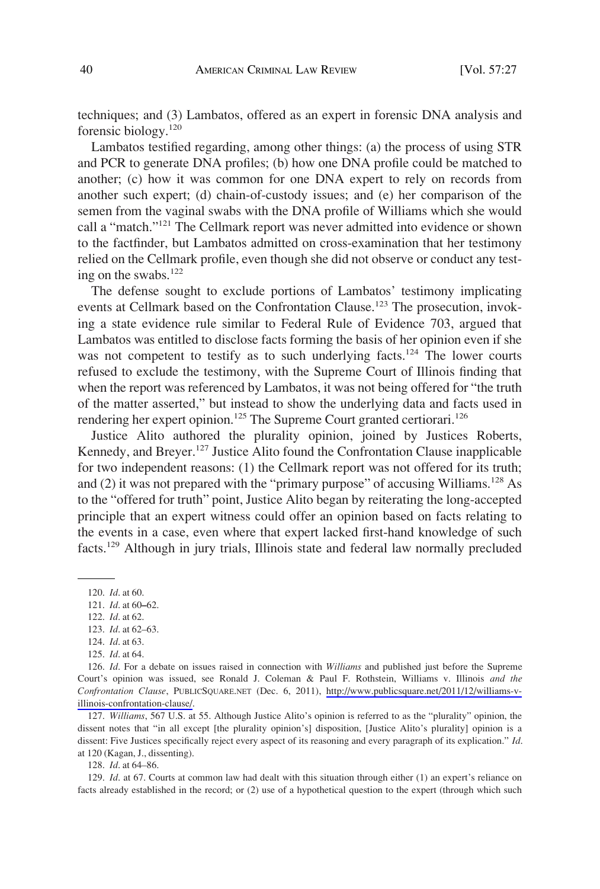techniques; and (3) Lambatos, offered as an expert in forensic DNA analysis and forensic biology.[120]

Lambatos testified regarding, among other things: (a) the process of using STR and PCR to generate DNA profiles; (b) how one DNA profile could be matched to another; (c) how it was common for one DNA expert to rely on records from another such expert; (d) chain-of-custody issues; and (e) her comparison of the semen from the vaginal swabs with the DNA profile of Williams which she would call a "match."[121] The Cellmark report was never admitted into evidence or shown to the factfinder, but Lambatos admitted on cross-examination that her testimony relied on the Cellmark profile, even though she did not observe or conduct any testing on the swabs.[122]

The defense sought to exclude portions of Lambatos' testimony implicating events at Cellmark based on the Confrontation Clause.[123] The prosecution, invoking a state evidence rule similar to Federal Rule of Evidence 703, argued that Lambatos was entitled to disclose facts forming the basis of her opinion even if she was not competent to testify as to such underlying facts.[124] The lower courts refused to exclude the testimony, with the Supreme Court of Illinois finding that when the report was referenced by Lambatos, it was not being offered for "the truth of the matter asserted," but instead to show the underlying data and facts used in rendering her expert opinion.[125] The Supreme Court granted certiorari.[126]

Justice Alito authored the plurality opinion, joined by Justices Roberts, Kennedy, and Breyer.[127] Justice Alito found the Confrontation Clause inapplicable for two independent reasons: (1) the Cellmark report was not offered for its truth; and (2) it was not prepared with the "primary purpose" of accusing Williams.[128] As to the "offered for truth" point, Justice Alito began by reiterating the long-accepted principle that an expert witness could offer an opinion based on facts relating to the events in a case, even where that expert lacked first-hand knowledge of such facts.[129] Although in jury trials, Illinois state and federal law normally precluded

---

120. *Id*. at 60.

121. *Id*. at 60–62.

122. *Id*. at 62.

123. *Id*. at 62–63.

124. *Id*. at 63.

125. *Id*. at 64.

126. *Id*. For a debate on issues raised in connection with *Williams* and published just before the Supreme Court's opinion was issued, see Ronald J. Coleman & Paul F. Rothstein, Williams v. Illinois *and the Confrontation Clause*, PUBLICSQUARE.NET (Dec. 6, 2011), http://www.publicsquare.net/2011/12/williams-v-illinois-confrontation-clause/.

127. *Williams*, 567 U.S. at 55. Although Justice Alito's opinion is referred to as the "plurality" opinion, the dissent notes that "in all except [the plurality opinion's] disposition, [Justice Alito's plurality] opinion is a dissent: Five Justices specifically reject every aspect of its reasoning and every paragraph of its explication." *Id*. at 120 (Kagan, J., dissenting).

128. *Id*. at 64–86.

129. *Id*. at 67. Courts at common law had dealt with this situation through either (1) an expert's reliance on facts already established in the record; or (2) use of a hypothetical question to the expert (through which such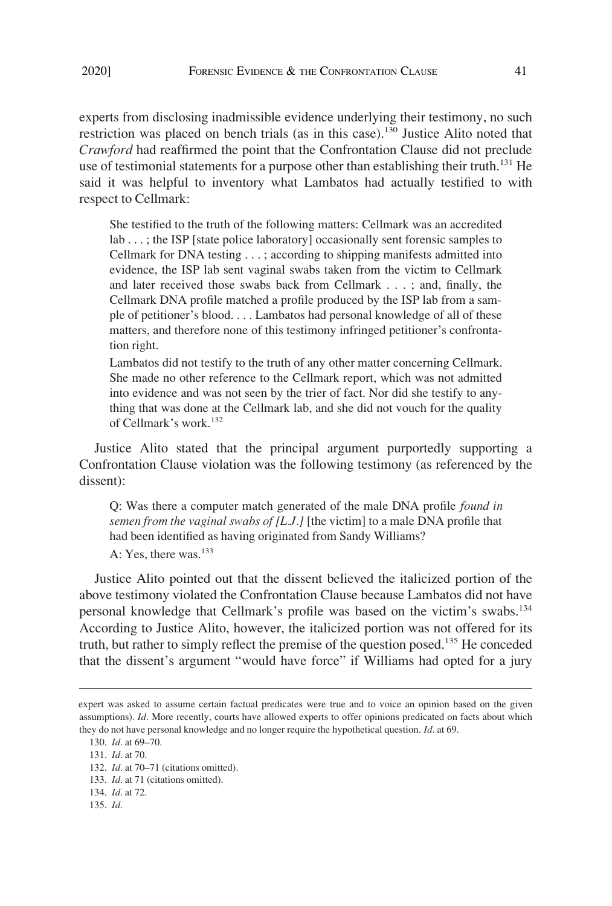experts from disclosing inadmissible evidence underlying their testimony, no such restriction was placed on bench trials (as in this case).[130] Justice Alito noted that *Crawford* had reaffirmed the point that the Confrontation Clause did not preclude use of testimonial statements for a purpose other than establishing their truth.[131] He said it was helpful to inventory what Lambatos had actually testified to with respect to Cellmark:

> She testified to the truth of the following matters: Cellmark was an accredited lab . . . ; the ISP [state police laboratory] occasionally sent forensic samples to Cellmark for DNA testing . . . ; according to shipping manifests admitted into evidence, the ISP lab sent vaginal swabs taken from the victim to Cellmark and later received those swabs back from Cellmark . . . ; and, finally, the Cellmark DNA profile matched a profile produced by the ISP lab from a sample of petitioner's blood. . . . Lambatos had personal knowledge of all of these matters, and therefore none of this testimony infringed petitioner's confrontation right.
>
> Lambatos did not testify to the truth of any other matter concerning Cellmark. She made no other reference to the Cellmark report, which was not admitted into evidence and was not seen by the trier of fact. Nor did she testify to anything that was done at the Cellmark lab, and she did not vouch for the quality of Cellmark's work.[132]

Justice Alito stated that the principal argument purportedly supporting a Confrontation Clause violation was the following testimony (as referenced by the dissent):

> Q: Was there a computer match generated of the male DNA profile *found in semen from the vaginal swabs of [L.J.]* [the victim] to a male DNA profile that had been identified as having originated from Sandy Williams?
>
> A: Yes, there was.[133]

Justice Alito pointed out that the dissent believed the italicized portion of the above testimony violated the Confrontation Clause because Lambatos did not have personal knowledge that Cellmark's profile was based on the victim's swabs.[134] According to Justice Alito, however, the italicized portion was not offered for its truth, but rather to simply reflect the premise of the question posed.[135] He conceded that the dissent's argument "would have force" if Williams had opted for a jury

---

expert was asked to assume certain factual predicates were true and to voice an opinion based on the given assumptions). *Id*. More recently, courts have allowed experts to offer opinions predicated on facts about which they do not have personal knowledge and no longer require the hypothetical question. *Id*. at 69.

130. *Id*. at 69–70.

131. *Id*. at 70.

132. *Id*. at 70–71 (citations omitted).

133. *Id*. at 71 (citations omitted).

134. *Id*. at 72.

135. *Id*.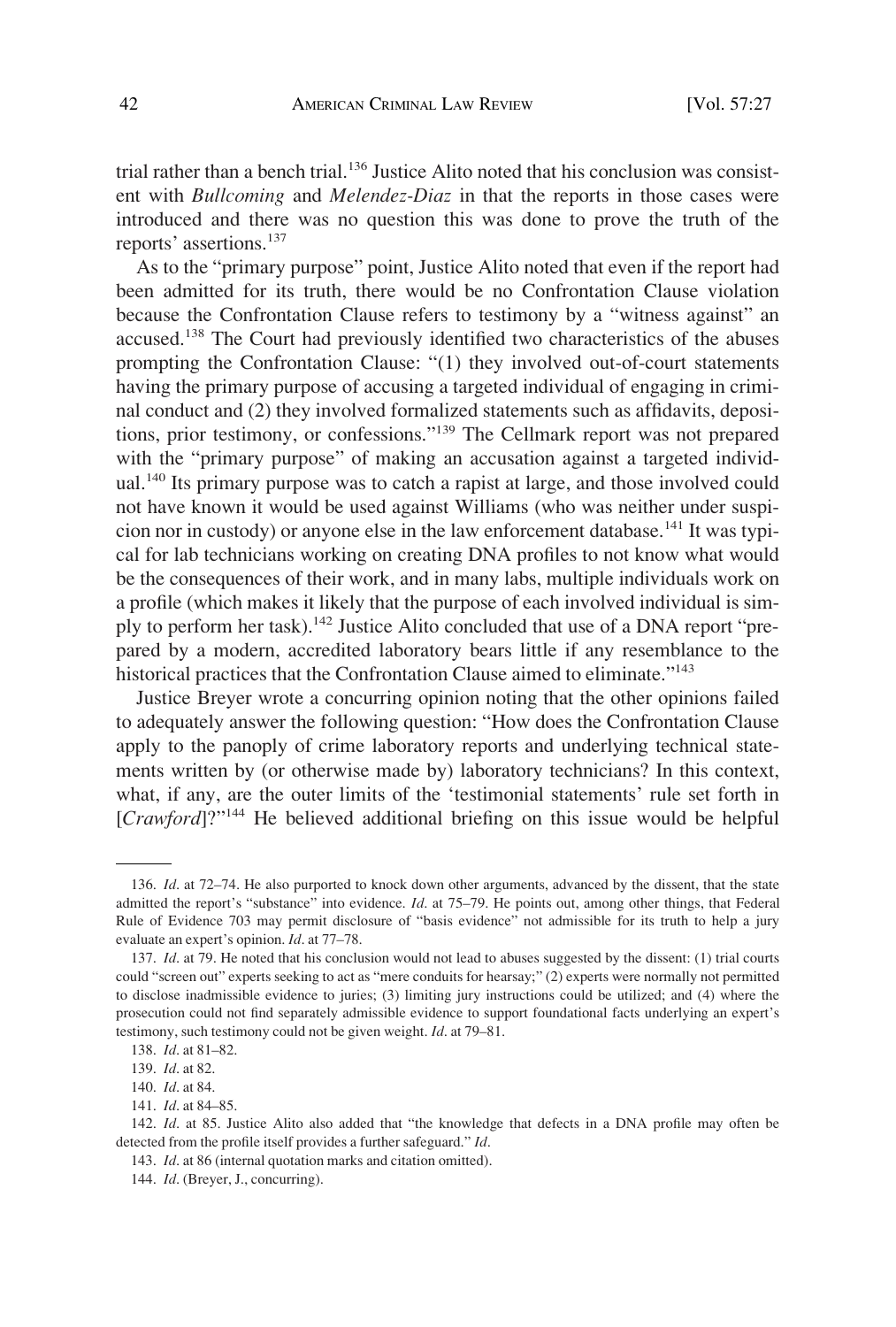trial rather than a bench trial.[136] Justice Alito noted that his conclusion was consistent with *Bullcoming* and *Melendez-Diaz* in that the reports in those cases were introduced and there was no question this was done to prove the truth of the reports' assertions.[137]

As to the "primary purpose" point, Justice Alito noted that even if the report had been admitted for its truth, there would be no Confrontation Clause violation because the Confrontation Clause refers to testimony by a "witness against" an accused.[138] The Court had previously identified two characteristics of the abuses prompting the Confrontation Clause: "(1) they involved out-of-court statements having the primary purpose of accusing a targeted individual of engaging in criminal conduct and (2) they involved formalized statements such as affidavits, depositions, prior testimony, or confessions."[139] The Cellmark report was not prepared with the "primary purpose" of making an accusation against a targeted individual.[140] Its primary purpose was to catch a rapist at large, and those involved could not have known it would be used against Williams (who was neither under suspicion nor in custody) or anyone else in the law enforcement database.[141] It was typical for lab technicians working on creating DNA profiles to not know what would be the consequences of their work, and in many labs, multiple individuals work on a profile (which makes it likely that the purpose of each involved individual is simply to perform her task).[142] Justice Alito concluded that use of a DNA report "prepared by a modern, accredited laboratory bears little if any resemblance to the historical practices that the Confrontation Clause aimed to eliminate."[143]

Justice Breyer wrote a concurring opinion noting that the other opinions failed to adequately answer the following question: "How does the Confrontation Clause apply to the panoply of crime laboratory reports and underlying technical statements written by (or otherwise made by) laboratory technicians? In this context, what, if any, are the outer limits of the 'testimonial statements' rule set forth in [*Crawford*]?"[144] He believed additional briefing on this issue would be helpful

---

136. *Id*. at 72–74. He also purported to knock down other arguments, advanced by the dissent, that the state admitted the report's "substance" into evidence. *Id*. at 75–79. He points out, among other things, that Federal Rule of Evidence 703 may permit disclosure of "basis evidence" not admissible for its truth to help a jury evaluate an expert's opinion. *Id*. at 77–78.

137. *Id*. at 79. He noted that his conclusion would not lead to abuses suggested by the dissent: (1) trial courts could "screen out" experts seeking to act as "mere conduits for hearsay;" (2) experts were normally not permitted to disclose inadmissible evidence to juries; (3) limiting jury instructions could be utilized; and (4) where the prosecution could not find separately admissible evidence to support foundational facts underlying an expert's testimony, such testimony could not be given weight. *Id*. at 79–81.

138. *Id*. at 81–82.

139. *Id*. at 82.

140. *Id*. at 84.

141. *Id*. at 84–85.

142. *Id*. at 85. Justice Alito also added that "the knowledge that defects in a DNA profile may often be detected from the profile itself provides a further safeguard." *Id*.

143. *Id*. at 86 (internal quotation marks and citation omitted).

144. *Id*. (Breyer, J., concurring).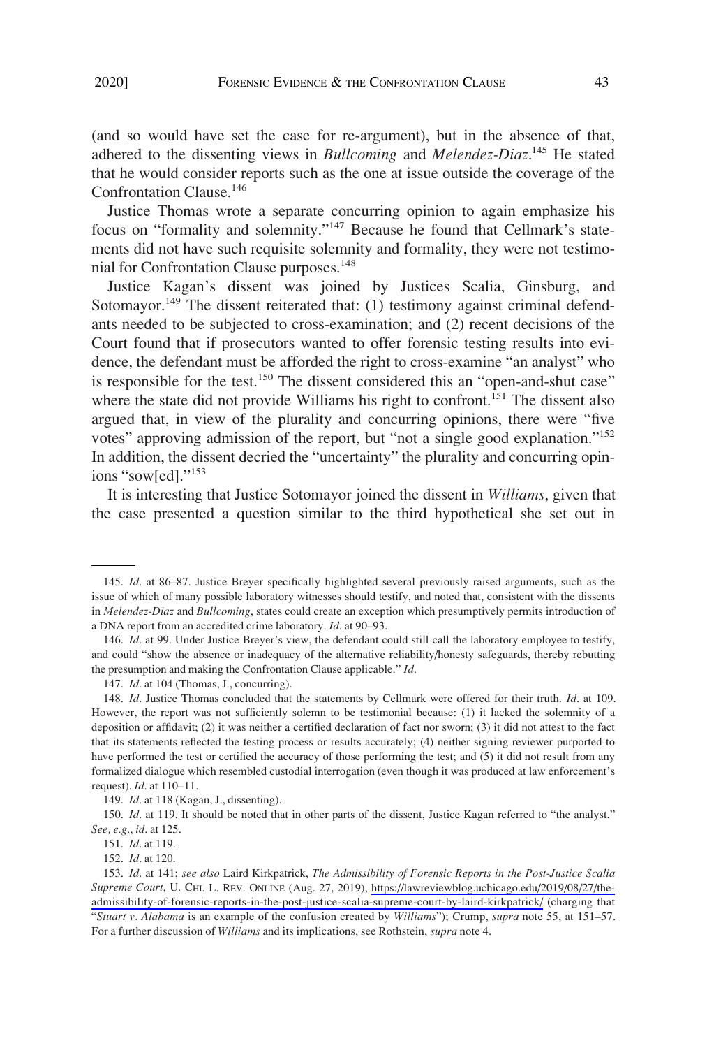(and so would have set the case for re-argument), but in the absence of that, adhered to the dissenting views in *Bullcoming* and *Melendez-Diaz*.[145] He stated that he would consider reports such as the one at issue outside the coverage of the Confrontation Clause.[146]

Justice Thomas wrote a separate concurring opinion to again emphasize his focus on "formality and solemnity."[147] Because he found that Cellmark's statements did not have such requisite solemnity and formality, they were not testimonial for Confrontation Clause purposes.[148]

Justice Kagan's dissent was joined by Justices Scalia, Ginsburg, and Sotomayor.[149] The dissent reiterated that: (1) testimony against criminal defendants needed to be subjected to cross-examination; and (2) recent decisions of the Court found that if prosecutors wanted to offer forensic testing results into evidence, the defendant must be afforded the right to cross-examine "an analyst" who is responsible for the test.[150] The dissent considered this an "open-and-shut case" where the state did not provide Williams his right to confront.[151] The dissent also argued that, in view of the plurality and concurring opinions, there were "five votes" approving admission of the report, but "not a single good explanation."[152] In addition, the dissent decried the "uncertainty" the plurality and concurring opinions "sow[ed]."[153]

It is interesting that Justice Sotomayor joined the dissent in *Williams*, given that the case presented a question similar to the third hypothetical she set out in

---

145. *Id*. at 86–87. Justice Breyer specifically highlighted several previously raised arguments, such as the issue of which of many possible laboratory witnesses should testify, and noted that, consistent with the dissents in *Melendez-Diaz* and *Bullcoming*, states could create an exception which presumptively permits introduction of a DNA report from an accredited crime laboratory. *Id*. at 90–93.

146. *Id*. at 99. Under Justice Breyer's view, the defendant could still call the laboratory employee to testify, and could "show the absence or inadequacy of the alternative reliability/honesty safeguards, thereby rebutting the presumption and making the Confrontation Clause applicable." *Id*.

147. *Id*. at 104 (Thomas, J., concurring).

148. *Id*. Justice Thomas concluded that the statements by Cellmark were offered for their truth. *Id*. at 109. However, the report was not sufficiently solemn to be testimonial because: (1) it lacked the solemnity of a deposition or affidavit; (2) it was neither a certified declaration of fact nor sworn; (3) it did not attest to the fact that its statements reflected the testing process or results accurately; (4) neither signing reviewer purported to have performed the test or certified the accuracy of those performing the test; and (5) it did not result from any formalized dialogue which resembled custodial interrogation (even though it was produced at law enforcement's request). *Id*. at 110–11.

149. *Id*. at 118 (Kagan, J., dissenting).

150. *Id*. at 119. It should be noted that in other parts of the dissent, Justice Kagan referred to "the analyst." *See, e.g.*, *id*. at 125.

151. *Id*. at 119.

152. *Id*. at 120.

153. *Id*. at 141; *see also* Laird Kirkpatrick, *The Admissibility of Forensic Reports in the Post-Justice Scalia Supreme Court*, U. CHI. L. REV. ONLINE (Aug. 27, 2019), https://lawreviewblog.uchicago.edu/2019/08/27/the-admissibility-of-forensic-reports-in-the-post-justice-scalia-supreme-court-by-laird-kirkpatrick/ (charging that "*Stuart v. Alabama* is an example of the confusion created by *Williams*"); Crump, *supra* note 55, at 151–57. For a further discussion of *Williams* and its implications, see Rothstein, *supra* note 4.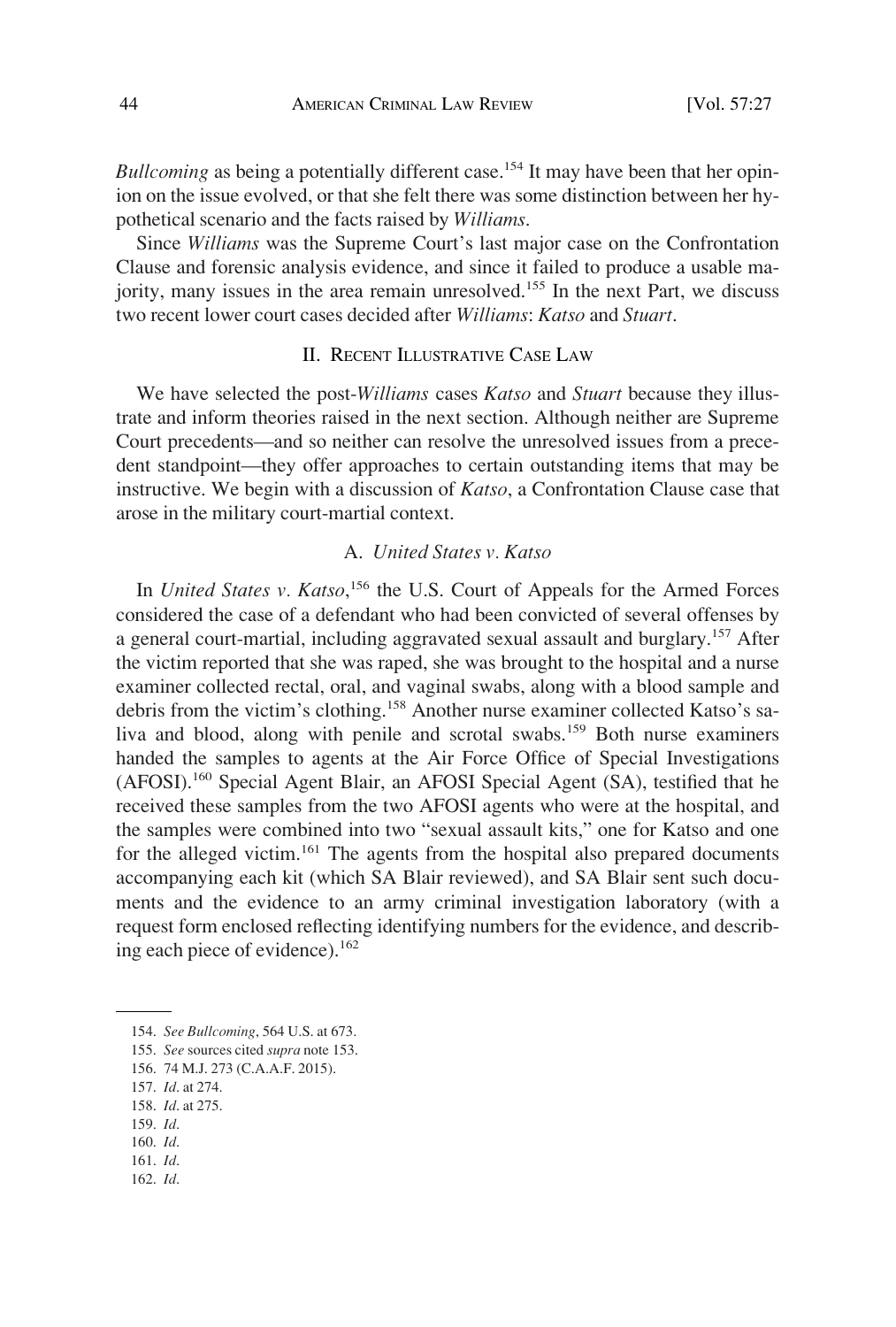*Bullcoming* as being a potentially different case.[154] It may have been that her opinion on the issue evolved, or that she felt there was some distinction between her hypothetical scenario and the facts raised by *Williams*.

Since *Williams* was the Supreme Court's last major case on the Confrontation Clause and forensic analysis evidence, and since it failed to produce a usable majority, many issues in the area remain unresolved.[155] In the next Part, we discuss two recent lower court cases decided after *Williams*: *Katso* and *Stuart*.

## II. Recent Illustrative Case Law

We have selected the post-*Williams* cases *Katso* and *Stuart* because they illustrate and inform theories raised in the next section. Although neither are Supreme Court precedents—and so neither can resolve the unresolved issues from a precedent standpoint—they offer approaches to certain outstanding items that may be instructive. We begin with a discussion of *Katso*, a Confrontation Clause case that arose in the military court-martial context.

### A. *United States v. Katso*

In *United States v. Katso*,[156] the U.S. Court of Appeals for the Armed Forces considered the case of a defendant who had been convicted of several offenses by a general court-martial, including aggravated sexual assault and burglary.[157] After the victim reported that she was raped, she was brought to the hospital and a nurse examiner collected rectal, oral, and vaginal swabs, along with a blood sample and debris from the victim's clothing.[158] Another nurse examiner collected Katso's saliva and blood, along with penile and scrotal swabs.[159] Both nurse examiners handed the samples to agents at the Air Force Office of Special Investigations (AFOSI).[160] Special Agent Blair, an AFOSI Special Agent (SA), testified that he received these samples from the two AFOSI agents who were at the hospital, and the samples were combined into two "sexual assault kits," one for Katso and one for the alleged victim.[161] The agents from the hospital also prepared documents accompanying each kit (which SA Blair reviewed), and SA Blair sent such documents and the evidence to an army criminal investigation laboratory (with a request form enclosed reflecting identifying numbers for the evidence, and describing each piece of evidence).[162]

---

154. *See Bullcoming*, 564 U.S. at 673.
155. *See* sources cited *supra* note 153.
156. 74 M.J. 273 (C.A.A.F. 2015).
157. *Id*. at 274.
158. *Id*. at 275.
159. *Id*.
160. *Id*.
161. *Id*.
162. *Id*.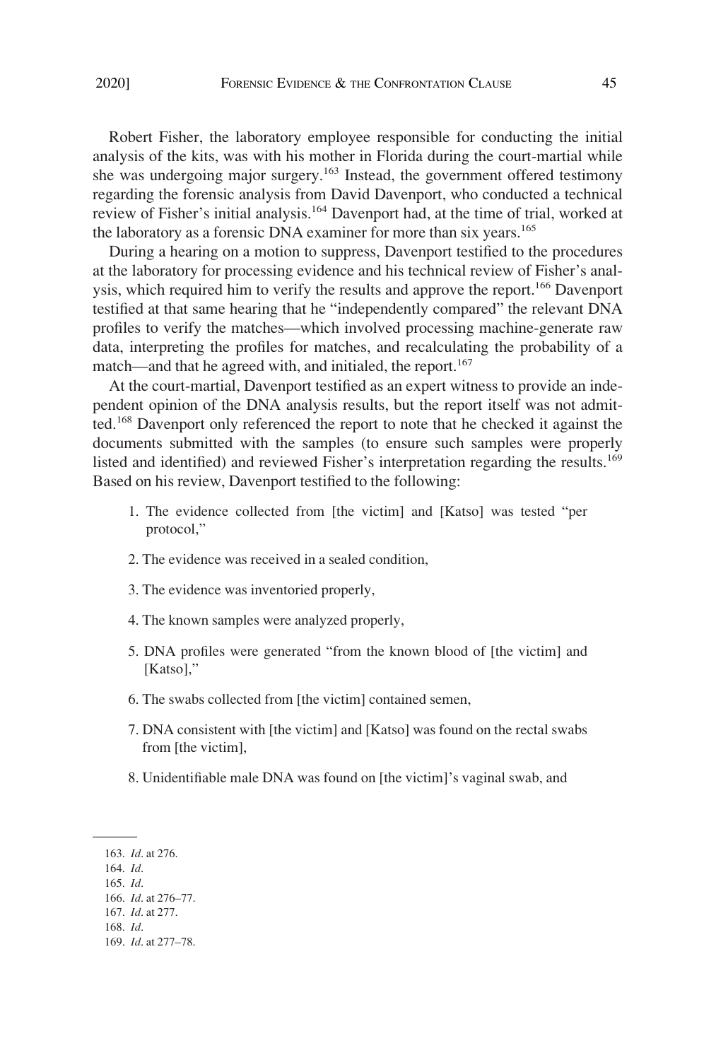Robert Fisher, the laboratory employee responsible for conducting the initial analysis of the kits, was with his mother in Florida during the court-martial while she was undergoing major surgery.[163] Instead, the government offered testimony regarding the forensic analysis from David Davenport, who conducted a technical review of Fisher's initial analysis.[164] Davenport had, at the time of trial, worked at the laboratory as a forensic DNA examiner for more than six years.[165]

During a hearing on a motion to suppress, Davenport testified to the procedures at the laboratory for processing evidence and his technical review of Fisher's analysis, which required him to verify the results and approve the report.[166] Davenport testified at that same hearing that he "independently compared" the relevant DNA profiles to verify the matches—which involved processing machine-generate raw data, interpreting the profiles for matches, and recalculating the probability of a match—and that he agreed with, and initialed, the report.[167]

At the court-martial, Davenport testified as an expert witness to provide an independent opinion of the DNA analysis results, but the report itself was not admitted.[168] Davenport only referenced the report to note that he checked it against the documents submitted with the samples (to ensure such samples were properly listed and identified) and reviewed Fisher's interpretation regarding the results.[169] Based on his review, Davenport testified to the following:

1. The evidence collected from [the victim] and [Katso] was tested "per protocol,"
2. The evidence was received in a sealed condition,
3. The evidence was inventoried properly,
4. The known samples were analyzed properly,
5. DNA profiles were generated "from the known blood of [the victim] and [Katso],"
6. The swabs collected from [the victim] contained semen,
7. DNA consistent with [the victim] and [Katso] was found on the rectal swabs from [the victim],
8. Unidentifiable male DNA was found on [the victim]'s vaginal swab, and

---

163. *Id*. at 276.
164. *Id*.
165. *Id*.
166. *Id*. at 276–77.
167. *Id*. at 277.
168. *Id*.
169. *Id*. at 277–78.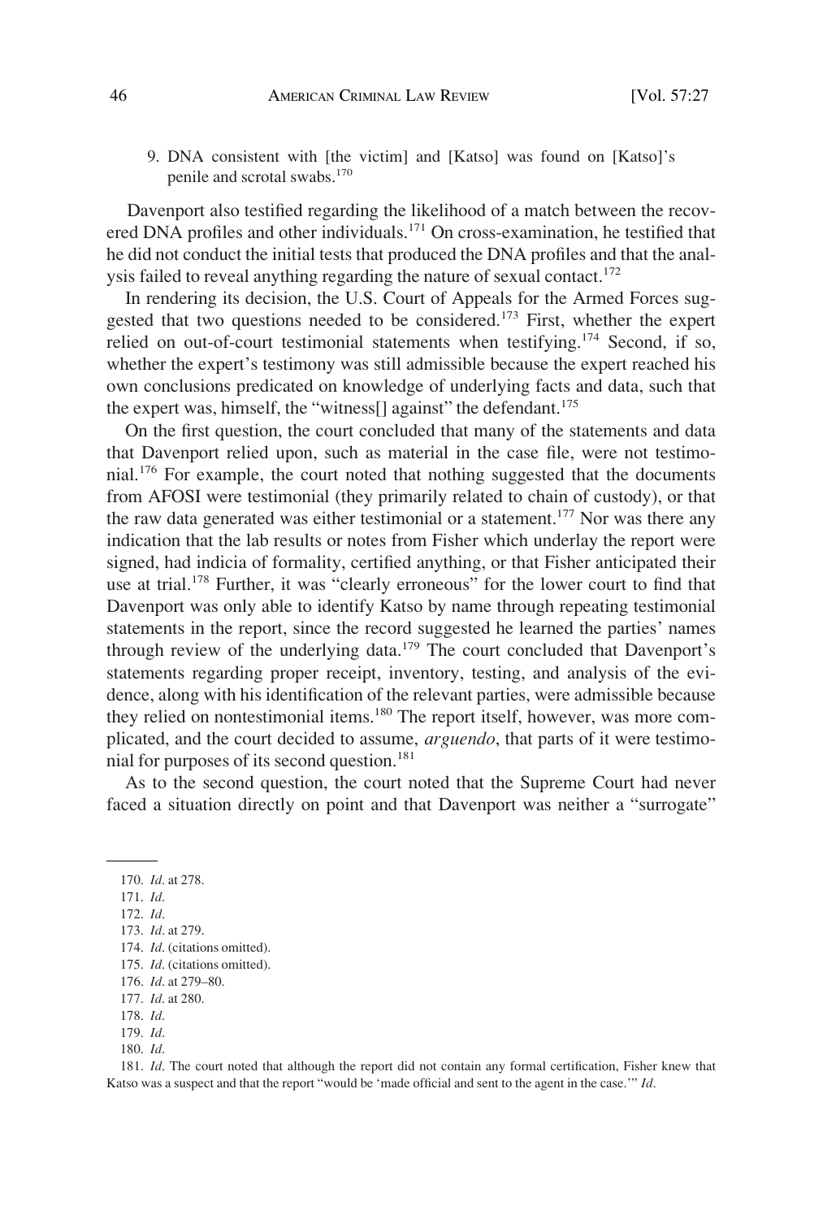9. DNA consistent with [the victim] and [Katso] was found on [Katso]'s penile and scrotal swabs.[170]

Davenport also testified regarding the likelihood of a match between the recovered DNA profiles and other individuals.[171] On cross-examination, he testified that he did not conduct the initial tests that produced the DNA profiles and that the analysis failed to reveal anything regarding the nature of sexual contact.[172]

In rendering its decision, the U.S. Court of Appeals for the Armed Forces suggested that two questions needed to be considered.[173] First, whether the expert relied on out-of-court testimonial statements when testifying.[174] Second, if so, whether the expert's testimony was still admissible because the expert reached his own conclusions predicated on knowledge of underlying facts and data, such that the expert was, himself, the "witness[] against" the defendant.[175]

On the first question, the court concluded that many of the statements and data that Davenport relied upon, such as material in the case file, were not testimonial.[176] For example, the court noted that nothing suggested that the documents from AFOSI were testimonial (they primarily related to chain of custody), or that the raw data generated was either testimonial or a statement.[177] Nor was there any indication that the lab results or notes from Fisher which underlay the report were signed, had indicia of formality, certified anything, or that Fisher anticipated their use at trial.[178] Further, it was "clearly erroneous" for the lower court to find that Davenport was only able to identify Katso by name through repeating testimonial statements in the report, since the record suggested he learned the parties' names through review of the underlying data.[179] The court concluded that Davenport's statements regarding proper receipt, inventory, testing, and analysis of the evidence, along with his identification of the relevant parties, were admissible because they relied on nontestimonial items.[180] The report itself, however, was more complicated, and the court decided to assume, *arguendo*, that parts of it were testimonial for purposes of its second question.[181]

As to the second question, the court noted that the Supreme Court had never faced a situation directly on point and that Davenport was neither a "surrogate"

170. *Id*. at 278.

171. *Id*.

172. *Id*.

173. *Id*. at 279.

174. *Id*. (citations omitted).

175. *Id*. (citations omitted).

176. *Id*. at 279–80.

177. *Id*. at 280.

178. *Id*.

179. *Id*.

180. *Id*.

181. *Id*. The court noted that although the report did not contain any formal certification, Fisher knew that Katso was a suspect and that the report "would be 'made official and sent to the agent in the case.'" *Id*.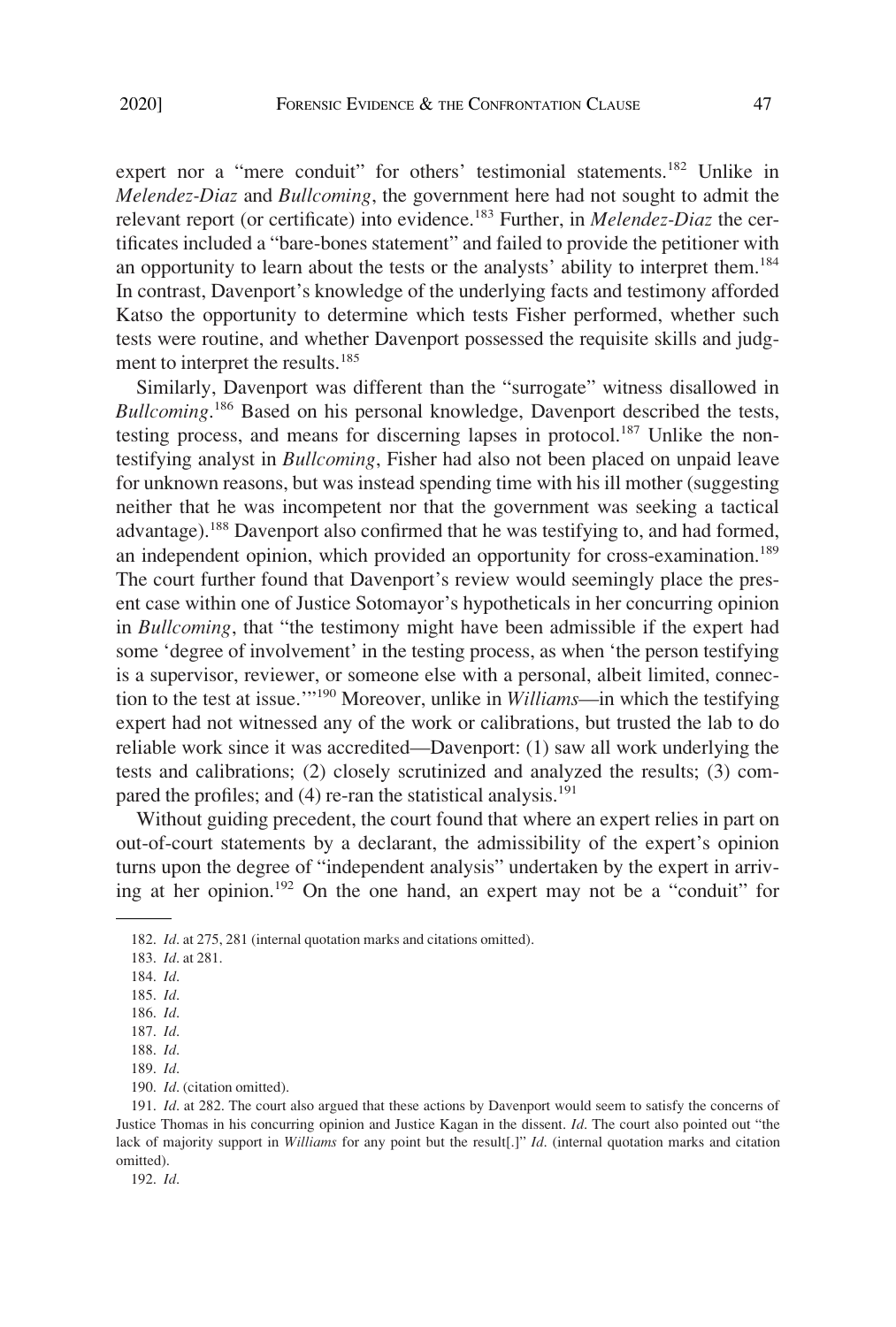expert nor a "mere conduit" for others' testimonial statements.[182] Unlike in *Melendez-Diaz* and *Bullcoming*, the government here had not sought to admit the relevant report (or certificate) into evidence.[183] Further, in *Melendez-Diaz* the certificates included a "bare-bones statement" and failed to provide the petitioner with an opportunity to learn about the tests or the analysts' ability to interpret them.[184] In contrast, Davenport's knowledge of the underlying facts and testimony afforded Katso the opportunity to determine which tests Fisher performed, whether such tests were routine, and whether Davenport possessed the requisite skills and judgment to interpret the results.[185]

Similarly, Davenport was different than the "surrogate" witness disallowed in *Bullcoming*.[186] Based on his personal knowledge, Davenport described the tests, testing process, and means for discerning lapses in protocol.[187] Unlike the non-testifying analyst in *Bullcoming*, Fisher had also not been placed on unpaid leave for unknown reasons, but was instead spending time with his ill mother (suggesting neither that he was incompetent nor that the government was seeking a tactical advantage).[188] Davenport also confirmed that he was testifying to, and had formed, an independent opinion, which provided an opportunity for cross-examination.[189] The court further found that Davenport's review would seemingly place the present case within one of Justice Sotomayor's hypotheticals in her concurring opinion in *Bullcoming*, that "the testimony might have been admissible if the expert had some 'degree of involvement' in the testing process, as when 'the person testifying is a supervisor, reviewer, or someone else with a personal, albeit limited, connection to the test at issue.'"[190] Moreover, unlike in *Williams*—in which the testifying expert had not witnessed any of the work or calibrations, but trusted the lab to do reliable work since it was accredited—Davenport: (1) saw all work underlying the tests and calibrations; (2) closely scrutinized and analyzed the results; (3) compared the profiles; and (4) re-ran the statistical analysis.[191]

Without guiding precedent, the court found that where an expert relies in part on out-of-court statements by a declarant, the admissibility of the expert's opinion turns upon the degree of "independent analysis" undertaken by the expert in arriving at her opinion.[192] On the one hand, an expert may not be a "conduit" for

182. *Id*. at 275, 281 (internal quotation marks and citations omitted).

183. *Id*. at 281.

184. *Id*.

185. *Id*.

186. *Id*.

187. *Id*.

188. *Id*.

189. *Id*.

190. *Id*. (citation omitted).

191. *Id*. at 282. The court also argued that these actions by Davenport would seem to satisfy the concerns of Justice Thomas in his concurring opinion and Justice Kagan in the dissent. *Id*. The court also pointed out "the lack of majority support in *Williams* for any point but the result[.]" *Id*. (internal quotation marks and citation omitted).

192. *Id*.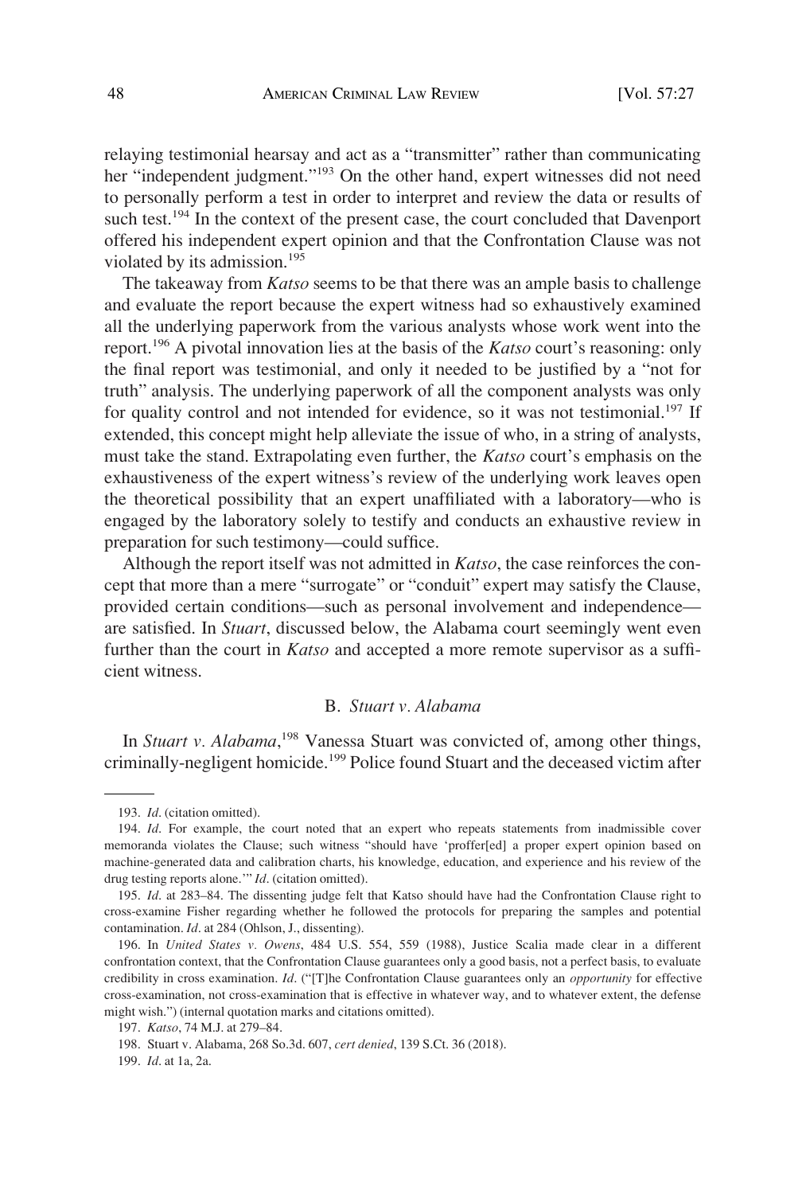relaying testimonial hearsay and act as a "transmitter" rather than communicating her "independent judgment."[193] On the other hand, expert witnesses did not need to personally perform a test in order to interpret and review the data or results of such test.[194] In the context of the present case, the court concluded that Davenport offered his independent expert opinion and that the Confrontation Clause was not violated by its admission.[195]

The takeaway from *Katso* seems to be that there was an ample basis to challenge and evaluate the report because the expert witness had so exhaustively examined all the underlying paperwork from the various analysts whose work went into the report.[196] A pivotal innovation lies at the basis of the *Katso* court's reasoning: only the final report was testimonial, and only it needed to be justified by a "not for truth" analysis. The underlying paperwork of all the component analysts was only for quality control and not intended for evidence, so it was not testimonial.[197] If extended, this concept might help alleviate the issue of who, in a string of analysts, must take the stand. Extrapolating even further, the *Katso* court's emphasis on the exhaustiveness of the expert witness's review of the underlying work leaves open the theoretical possibility that an expert unaffiliated with a laboratory—who is engaged by the laboratory solely to testify and conducts an exhaustive review in preparation for such testimony—could suffice.

Although the report itself was not admitted in *Katso*, the case reinforces the concept that more than a mere "surrogate" or "conduit" expert may satisfy the Clause, provided certain conditions—such as personal involvement and independence—are satisfied. In *Stuart*, discussed below, the Alabama court seemingly went even further than the court in *Katso* and accepted a more remote supervisor as a sufficient witness.

### B. *Stuart v. Alabama*

In *Stuart v. Alabama*,[198] Vanessa Stuart was convicted of, among other things, criminally-negligent homicide.[199] Police found Stuart and the deceased victim after

---

193. *Id*. (citation omitted).

194. *Id*. For example, the court noted that an expert who repeats statements from inadmissible cover memoranda violates the Clause; such witness "should have 'proffer[ed] a proper expert opinion based on machine-generated data and calibration charts, his knowledge, education, and experience and his review of the drug testing reports alone.'" *Id*. (citation omitted).

195. *Id*. at 283–84. The dissenting judge felt that Katso should have had the Confrontation Clause right to cross-examine Fisher regarding whether he followed the protocols for preparing the samples and potential contamination. *Id*. at 284 (Ohlson, J., dissenting).

196. In *United States v. Owens*, 484 U.S. 554, 559 (1988), Justice Scalia made clear in a different confrontation context, that the Confrontation Clause guarantees only a good basis, not a perfect basis, to evaluate credibility in cross examination. *Id*. ("[T]he Confrontation Clause guarantees only an *opportunity* for effective cross-examination, not cross-examination that is effective in whatever way, and to whatever extent, the defense might wish.") (internal quotation marks and citations omitted).

197. *Katso*, 74 M.J. at 279–84.

198. Stuart v. Alabama, 268 So.3d. 607, *cert denied*, 139 S.Ct. 36 (2018).

199. *Id*. at 1a, 2a.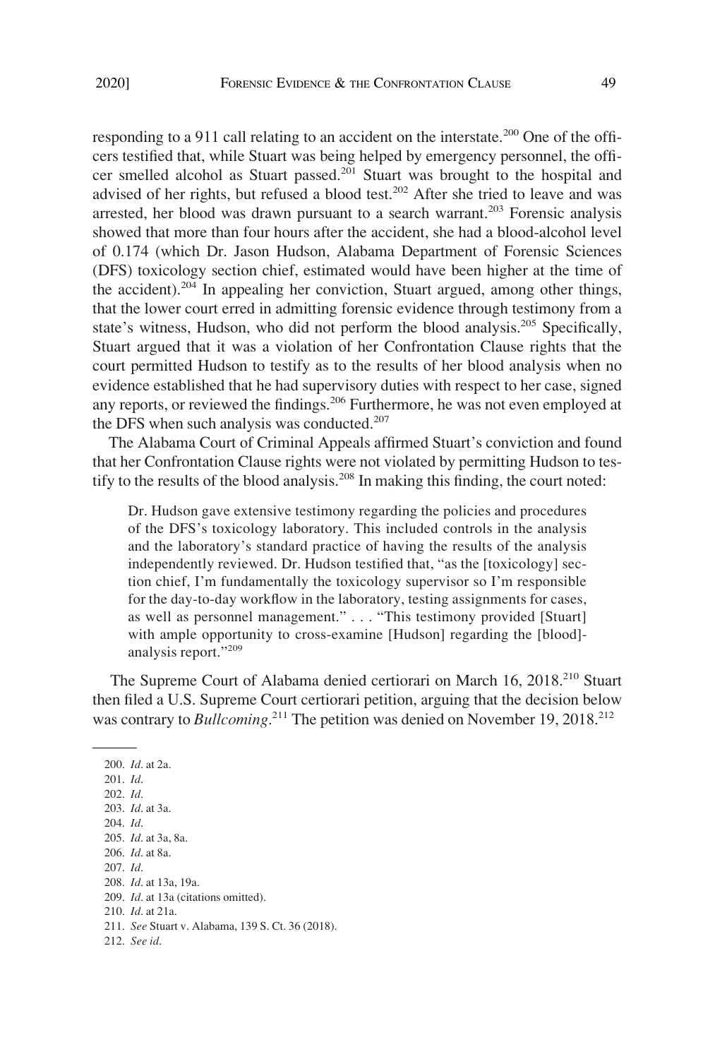responding to a 911 call relating to an accident on the interstate.[200] One of the officers testified that, while Stuart was being helped by emergency personnel, the officer smelled alcohol as Stuart passed.[201] Stuart was brought to the hospital and advised of her rights, but refused a blood test.[202] After she tried to leave and was arrested, her blood was drawn pursuant to a search warrant.[203] Forensic analysis showed that more than four hours after the accident, she had a blood-alcohol level of 0.174 (which Dr. Jason Hudson, Alabama Department of Forensic Sciences (DFS) toxicology section chief, estimated would have been higher at the time of the accident).[204] In appealing her conviction, Stuart argued, among other things, that the lower court erred in admitting forensic evidence through testimony from a state's witness, Hudson, who did not perform the blood analysis.[205] Specifically, Stuart argued that it was a violation of her Confrontation Clause rights that the court permitted Hudson to testify as to the results of her blood analysis when no evidence established that he had supervisory duties with respect to her case, signed any reports, or reviewed the findings.[206] Furthermore, he was not even employed at the DFS when such analysis was conducted.[207]

The Alabama Court of Criminal Appeals affirmed Stuart's conviction and found that her Confrontation Clause rights were not violated by permitting Hudson to testify to the results of the blood analysis.[208] In making this finding, the court noted:

> Dr. Hudson gave extensive testimony regarding the policies and procedures of the DFS's toxicology laboratory. This included controls in the analysis and the laboratory's standard practice of having the results of the analysis independently reviewed. Dr. Hudson testified that, "as the [toxicology] section chief, I'm fundamentally the toxicology supervisor so I'm responsible for the day-to-day workflow in the laboratory, testing assignments for cases, as well as personnel management." . . . "This testimony provided [Stuart] with ample opportunity to cross-examine [Hudson] regarding the [blood]-analysis report."[209]

The Supreme Court of Alabama denied certiorari on March 16, 2018.[210] Stuart then filed a U.S. Supreme Court certiorari petition, arguing that the decision below was contrary to *Bullcoming*.[211] The petition was denied on November 19, 2018.[212]

---

200. *Id*. at 2a.
201. *Id*.
202. *Id*.
203. *Id*. at 3a.
204. *Id*.
205. *Id*. at 3a, 8a.
206. *Id*. at 8a.
207. *Id*.
208. *Id*. at 13a, 19a.
209. *Id*. at 13a (citations omitted).
210. *Id*. at 21a.
211. *See* Stuart v. Alabama, 139 S. Ct. 36 (2018).
212. *See id*.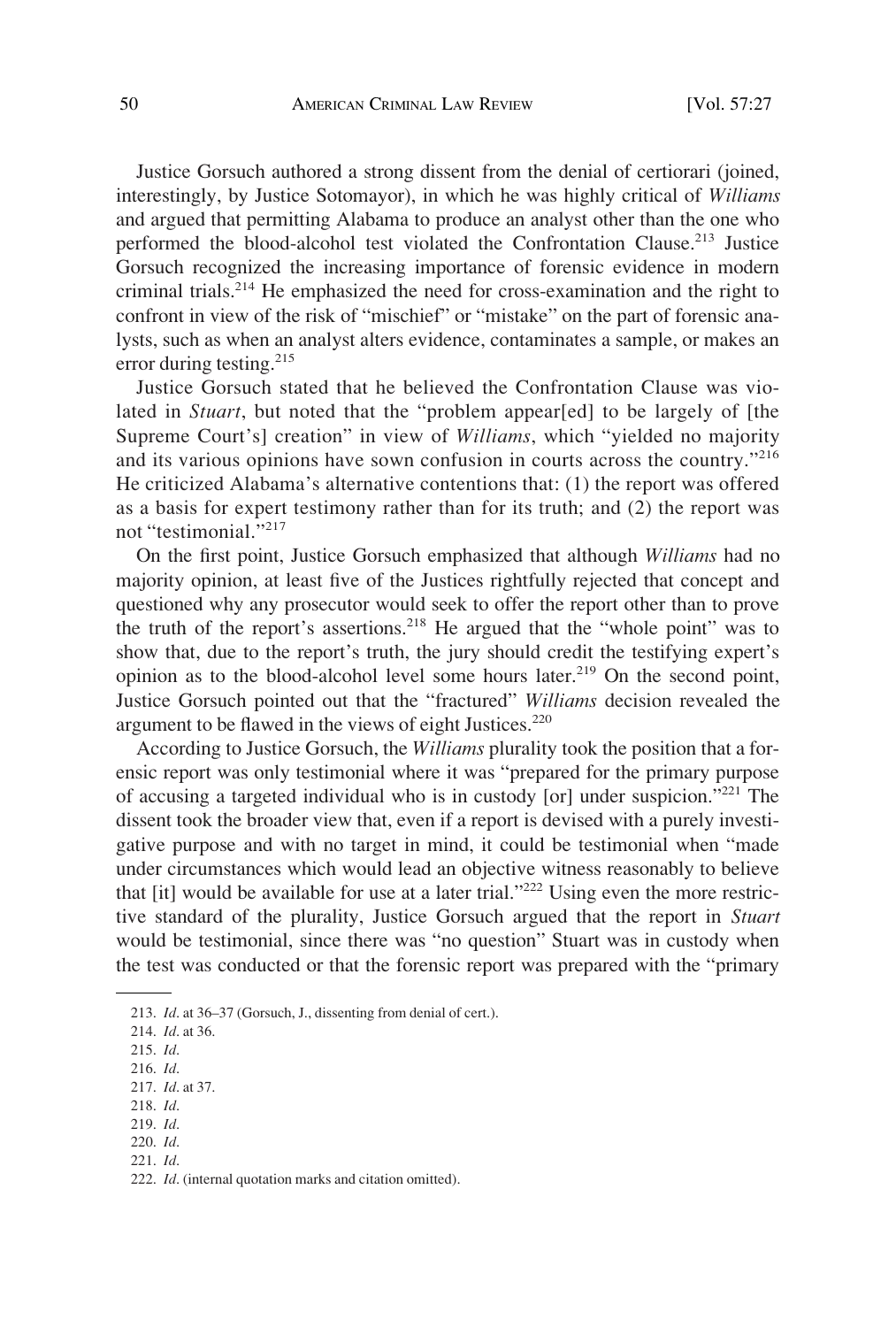Justice Gorsuch authored a strong dissent from the denial of certiorari (joined, interestingly, by Justice Sotomayor), in which he was highly critical of *Williams* and argued that permitting Alabama to produce an analyst other than the one who performed the blood-alcohol test violated the Confrontation Clause.[213] Justice Gorsuch recognized the increasing importance of forensic evidence in modern criminal trials.[214] He emphasized the need for cross-examination and the right to confront in view of the risk of "mischief" or "mistake" on the part of forensic analysts, such as when an analyst alters evidence, contaminates a sample, or makes an error during testing.[215]

Justice Gorsuch stated that he believed the Confrontation Clause was violated in *Stuart*, but noted that the "problem appear[ed] to be largely of [the Supreme Court's] creation" in view of *Williams*, which "yielded no majority and its various opinions have sown confusion in courts across the country."[216] He criticized Alabama's alternative contentions that: (1) the report was offered as a basis for expert testimony rather than for its truth; and (2) the report was not "testimonial."[217]

On the first point, Justice Gorsuch emphasized that although *Williams* had no majority opinion, at least five of the Justices rightfully rejected that concept and questioned why any prosecutor would seek to offer the report other than to prove the truth of the report's assertions.[218] He argued that the "whole point" was to show that, due to the report's truth, the jury should credit the testifying expert's opinion as to the blood-alcohol level some hours later.[219] On the second point, Justice Gorsuch pointed out that the "fractured" *Williams* decision revealed the argument to be flawed in the views of eight Justices.[220]

According to Justice Gorsuch, the *Williams* plurality took the position that a forensic report was only testimonial where it was "prepared for the primary purpose of accusing a targeted individual who is in custody [or] under suspicion."[221] The dissent took the broader view that, even if a report is devised with a purely investigative purpose and with no target in mind, it could be testimonial when "made under circumstances which would lead an objective witness reasonably to believe that [it] would be available for use at a later trial."[222] Using even the more restrictive standard of the plurality, Justice Gorsuch argued that the report in *Stuart* would be testimonial, since there was "no question" Stuart was in custody when the test was conducted or that the forensic report was prepared with the "primary

---

213. *Id*. at 36–37 (Gorsuch, J., dissenting from denial of cert.).

214. *Id*. at 36.

215. *Id*.

216. *Id*.

217. *Id*. at 37.

218. *Id*.

219. *Id*.

220. *Id*.

221. *Id*.

222. *Id*. (internal quotation marks and citation omitted).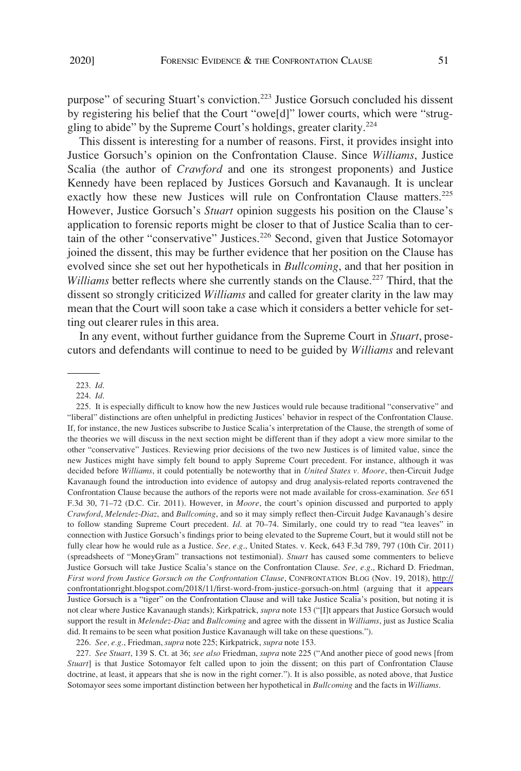purpose" of securing Stuart's conviction.[223] Justice Gorsuch concluded his dissent by registering his belief that the Court "owe[d]" lower courts, which were "struggling to abide" by the Supreme Court's holdings, greater clarity.[224]

This dissent is interesting for a number of reasons. First, it provides insight into Justice Gorsuch's opinion on the Confrontation Clause. Since *Williams*, Justice Scalia (the author of *Crawford* and one its strongest proponents) and Justice Kennedy have been replaced by Justices Gorsuch and Kavanaugh. It is unclear exactly how these new Justices will rule on Confrontation Clause matters.[225] However, Justice Gorsuch's *Stuart* opinion suggests his position on the Clause's application to forensic reports might be closer to that of Justice Scalia than to certain of the other "conservative" Justices.[226] Second, given that Justice Sotomayor joined the dissent, this may be further evidence that her position on the Clause has evolved since she set out her hypotheticals in *Bullcoming*, and that her position in *Williams* better reflects where she currently stands on the Clause.[227] Third, that the dissent so strongly criticized *Williams* and called for greater clarity in the law may mean that the Court will soon take a case which it considers a better vehicle for setting out clearer rules in this area.

In any event, without further guidance from the Supreme Court in *Stuart*, prosecutors and defendants will continue to need to be guided by *Williams* and relevant

---

223. *Id.*

224. *Id.*

225. It is especially difficult to know how the new Justices would rule because traditional "conservative" and "liberal" distinctions are often unhelpful in predicting Justices' behavior in respect of the Confrontation Clause. If, for instance, the new Justices subscribe to Justice Scalia's interpretation of the Clause, the strength of some of the theories we will discuss in the next section might be different than if they adopt a view more similar to the other "conservative" Justices. Reviewing prior decisions of the two new Justices is of limited value, since the new Justices might have simply felt bound to apply Supreme Court precedent. For instance, although it was decided before *Williams*, it could potentially be noteworthy that in *United States v. Moore*, then-Circuit Judge Kavanaugh found the introduction into evidence of autopsy and drug analysis-related reports contravened the Confrontation Clause because the authors of the reports were not made available for cross-examination. *See* 651 F.3d 30, 71–72 (D.C. Cir. 2011). However, in *Moore*, the court's opinion discussed and purported to apply *Crawford*, *Melendez-Diaz*, and *Bullcoming*, and so it may simply reflect then-Circuit Judge Kavanaugh's desire to follow standing Supreme Court precedent. *Id.* at 70–74. Similarly, one could try to read "tea leaves" in connection with Justice Gorsuch's findings prior to being elevated to the Supreme Court, but it would still not be fully clear how he would rule as a Justice. *See, e.g.*, United States. v. Keck, 643 F.3d 789, 797 (10th Cir. 2011) (spreadsheets of "MoneyGram" transactions not testimonial). *Stuart* has caused some commenters to believe Justice Gorsuch will take Justice Scalia's stance on the Confrontation Clause. *See, e.g.*, Richard D. Friedman, *First word from Justice Gorsuch on the Confrontation Clause*, CONFRONTATION BLOG (Nov. 19, 2018), http://confrontationright.blogspot.com/2018/11/first-word-from-justice-gorsuch-on.html (arguing that it appears Justice Gorsuch is a "tiger" on the Confrontation Clause and will take Justice Scalia's position, but noting it is not clear where Justice Kavanaugh stands); Kirkpatrick, *supra* note 153 ("[I]t appears that Justice Gorsuch would support the result in *Melendez-Diaz* and *Bullcoming* and agree with the dissent in *Williams*, just as Justice Scalia did. It remains to be seen what position Justice Kavanaugh will take on these questions.").

226. *See, e.g.*, Friedman, *supra* note 225; Kirkpatrick, *supra* note 153.

227. *See Stuart*, 139 S. Ct. at 36; *see also* Friedman, *supra* note 225 ("And another piece of good news [from *Stuart*] is that Justice Sotomayor felt called upon to join the dissent; on this part of Confrontation Clause doctrine, at least, it appears that she is now in the right corner."). It is also possible, as noted above, that Justice Sotomayor sees some important distinction between her hypothetical in *Bullcoming* and the facts in *Williams*.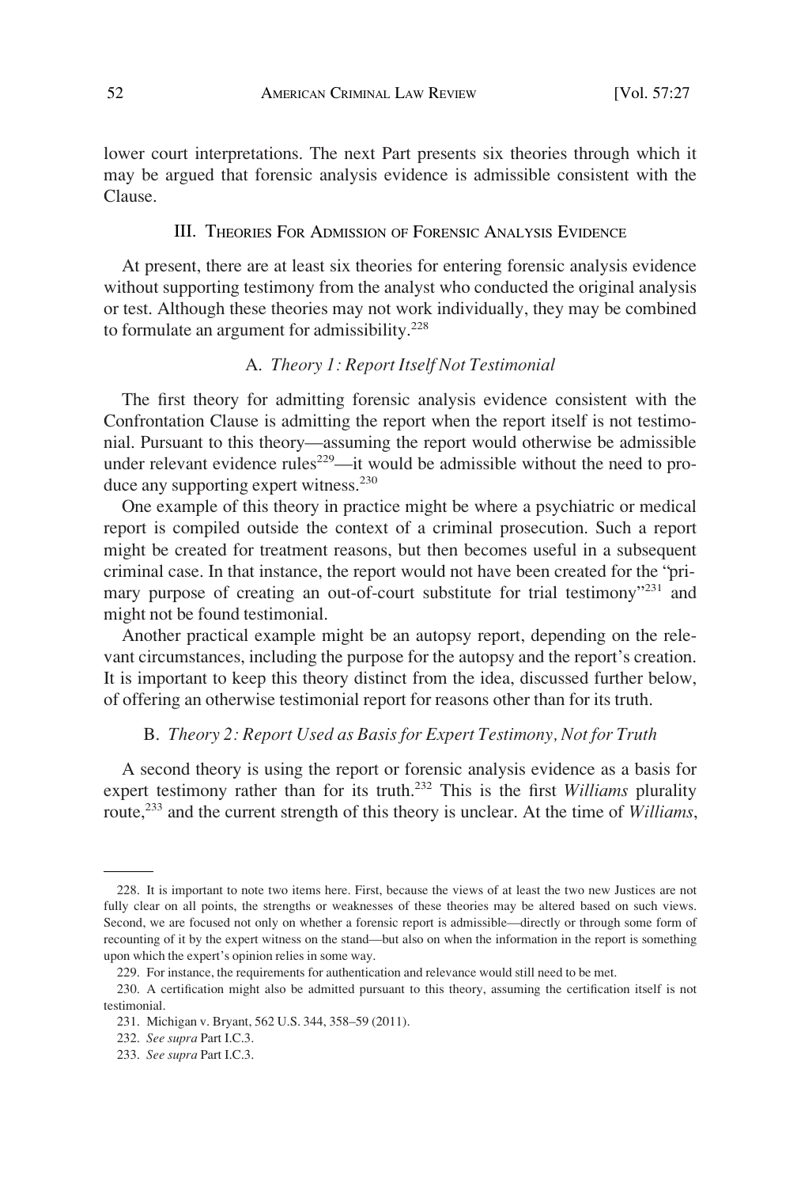lower court interpretations. The next Part presents six theories through which it may be argued that forensic analysis evidence is admissible consistent with the Clause.

## III. Theories For Admission of Forensic Analysis Evidence

At present, there are at least six theories for entering forensic analysis evidence without supporting testimony from the analyst who conducted the original analysis or test. Although these theories may not work individually, they may be combined to formulate an argument for admissibility.[228]

### A. *Theory 1: Report Itself Not Testimonial*

The first theory for admitting forensic analysis evidence consistent with the Confrontation Clause is admitting the report when the report itself is not testimonial. Pursuant to this theory—assuming the report would otherwise be admissible under relevant evidence rules[229]—it would be admissible without the need to produce any supporting expert witness.[230]

One example of this theory in practice might be where a psychiatric or medical report is compiled outside the context of a criminal prosecution. Such a report might be created for treatment reasons, but then becomes useful in a subsequent criminal case. In that instance, the report would not have been created for the "primary purpose of creating an out-of-court substitute for trial testimony"[231] and might not be found testimonial.

Another practical example might be an autopsy report, depending on the relevant circumstances, including the purpose for the autopsy and the report's creation. It is important to keep this theory distinct from the idea, discussed further below, of offering an otherwise testimonial report for reasons other than for its truth.

### B. *Theory 2: Report Used as Basis for Expert Testimony, Not for Truth*

A second theory is using the report or forensic analysis evidence as a basis for expert testimony rather than for its truth.[232] This is the first *Williams* plurality route,[233] and the current strength of this theory is unclear. At the time of *Williams*,

---

228. It is important to note two items here. First, because the views of at least the two new Justices are not fully clear on all points, the strengths or weaknesses of these theories may be altered based on such views. Second, we are focused not only on whether a forensic report is admissible—directly or through some form of recounting of it by the expert witness on the stand—but also on when the information in the report is something upon which the expert's opinion relies in some way.

229. For instance, the requirements for authentication and relevance would still need to be met.

230. A certification might also be admitted pursuant to this theory, assuming the certification itself is not testimonial.

231. Michigan v. Bryant, 562 U.S. 344, 358–59 (2011).

232. *See supra* Part I.C.3.

233. *See supra* Part I.C.3.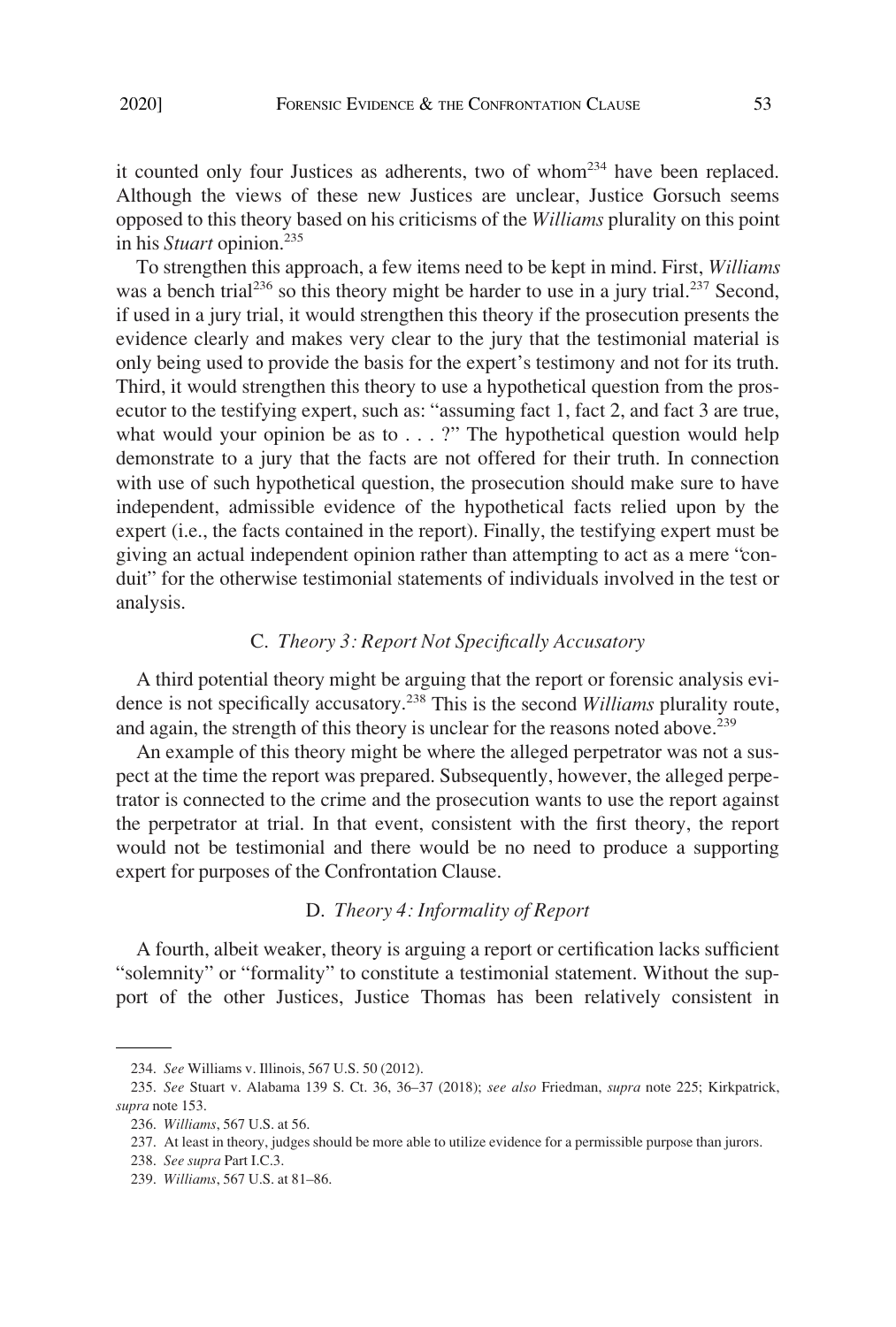it counted only four Justices as adherents, two of whom[234] have been replaced. Although the views of these new Justices are unclear, Justice Gorsuch seems opposed to this theory based on his criticisms of the *Williams* plurality on this point in his *Stuart* opinion.[235]

To strengthen this approach, a few items need to be kept in mind. First, *Williams* was a bench trial[236] so this theory might be harder to use in a jury trial.[237] Second, if used in a jury trial, it would strengthen this theory if the prosecution presents the evidence clearly and makes very clear to the jury that the testimonial material is only being used to provide the basis for the expert's testimony and not for its truth. Third, it would strengthen this theory to use a hypothetical question from the prosecutor to the testifying expert, such as: "assuming fact 1, fact 2, and fact 3 are true, what would your opinion be as to . . . ?" The hypothetical question would help demonstrate to a jury that the facts are not offered for their truth. In connection with use of such hypothetical question, the prosecution should make sure to have independent, admissible evidence of the hypothetical facts relied upon by the expert (i.e., the facts contained in the report). Finally, the testifying expert must be giving an actual independent opinion rather than attempting to act as a mere "conduit" for the otherwise testimonial statements of individuals involved in the test or analysis.

### C. *Theory 3: Report Not Specifically Accusatory*

A third potential theory might be arguing that the report or forensic analysis evidence is not specifically accusatory.[238] This is the second *Williams* plurality route, and again, the strength of this theory is unclear for the reasons noted above.[239]

An example of this theory might be where the alleged perpetrator was not a suspect at the time the report was prepared. Subsequently, however, the alleged perpetrator is connected to the crime and the prosecution wants to use the report against the perpetrator at trial. In that event, consistent with the first theory, the report would not be testimonial and there would be no need to produce a supporting expert for purposes of the Confrontation Clause.

### D. *Theory 4: Informality of Report*

A fourth, albeit weaker, theory is arguing a report or certification lacks sufficient "solemnity" or "formality" to constitute a testimonial statement. Without the support of the other Justices, Justice Thomas has been relatively consistent in

---

234. *See* Williams v. Illinois, 567 U.S. 50 (2012).

235. *See* Stuart v. Alabama 139 S. Ct. 36, 36–37 (2018); *see also* Friedman, *supra* note 225; Kirkpatrick, *supra* note 153.

236. *Williams*, 567 U.S. at 56.

237. At least in theory, judges should be more able to utilize evidence for a permissible purpose than jurors.

238. *See supra* Part I.C.3.

239. *Williams*, 567 U.S. at 81–86.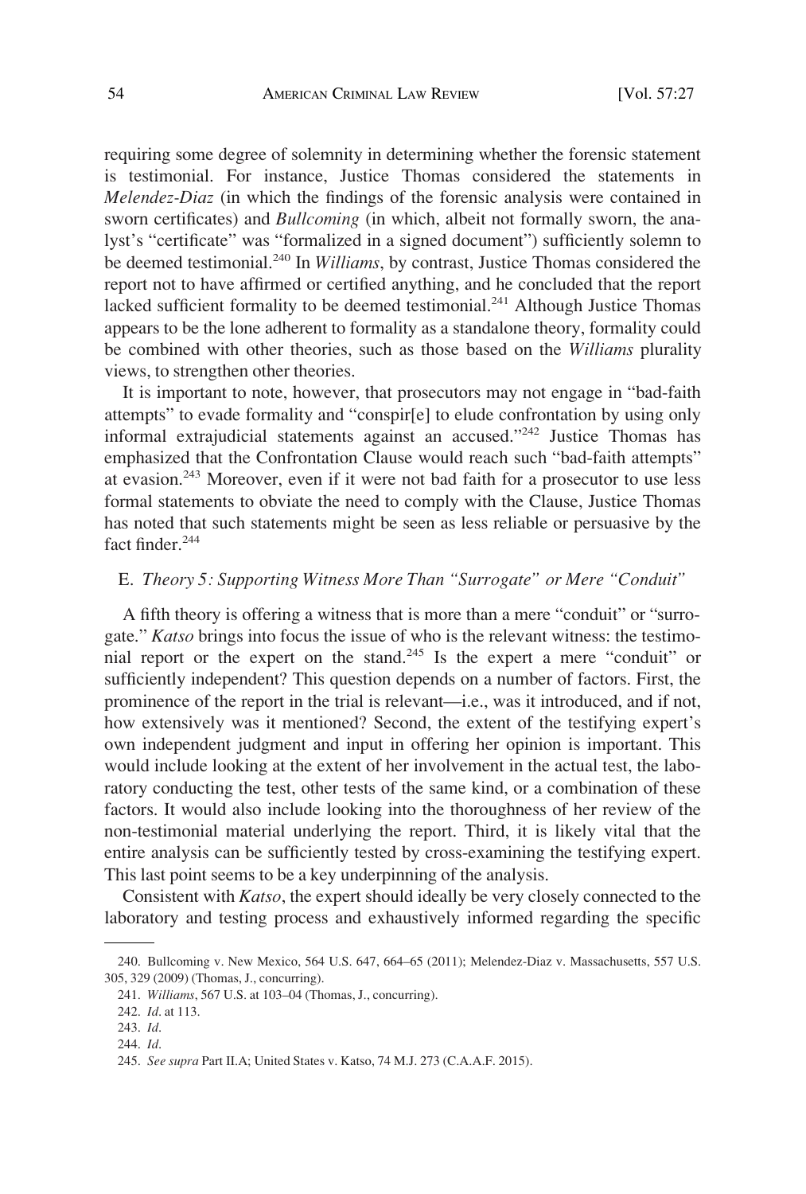requiring some degree of solemnity in determining whether the forensic statement is testimonial. For instance, Justice Thomas considered the statements in *Melendez-Diaz* (in which the findings of the forensic analysis were contained in sworn certificates) and *Bullcoming* (in which, albeit not formally sworn, the analyst's "certificate" was "formalized in a signed document") sufficiently solemn to be deemed testimonial.[240] In *Williams*, by contrast, Justice Thomas considered the report not to have affirmed or certified anything, and he concluded that the report lacked sufficient formality to be deemed testimonial.[241] Although Justice Thomas appears to be the lone adherent to formality as a standalone theory, formality could be combined with other theories, such as those based on the *Williams* plurality views, to strengthen other theories.

It is important to note, however, that prosecutors may not engage in "bad-faith attempts" to evade formality and "conspir[e] to elude confrontation by using only informal extrajudicial statements against an accused."[242] Justice Thomas has emphasized that the Confrontation Clause would reach such "bad-faith attempts" at evasion.[243] Moreover, even if it were not bad faith for a prosecutor to use less formal statements to obviate the need to comply with the Clause, Justice Thomas has noted that such statements might be seen as less reliable or persuasive by the fact finder.[244]

### E. *Theory 5: Supporting Witness More Than "Surrogate" or Mere "Conduit"*

A fifth theory is offering a witness that is more than a mere "conduit" or "surrogate." *Katso* brings into focus the issue of who is the relevant witness: the testimonial report or the expert on the stand.[245] Is the expert a mere "conduit" or sufficiently independent? This question depends on a number of factors. First, the prominence of the report in the trial is relevant—i.e., was it introduced, and if not, how extensively was it mentioned? Second, the extent of the testifying expert's own independent judgment and input in offering her opinion is important. This would include looking at the extent of her involvement in the actual test, the laboratory conducting the test, other tests of the same kind, or a combination of these factors. It would also include looking into the thoroughness of her review of the non-testimonial material underlying the report. Third, it is likely vital that the entire analysis can be sufficiently tested by cross-examining the testifying expert. This last point seems to be a key underpinning of the analysis.

Consistent with *Katso*, the expert should ideally be very closely connected to the laboratory and testing process and exhaustively informed regarding the specific

---

240. Bullcoming v. New Mexico, 564 U.S. 647, 664–65 (2011); Melendez-Diaz v. Massachusetts, 557 U.S. 305, 329 (2009) (Thomas, J., concurring).

241. *Williams*, 567 U.S. at 103–04 (Thomas, J., concurring).

242. *Id*. at 113.

243. *Id*.

244. *Id*.

245. *See supra* Part II.A; United States v. Katso, 74 M.J. 273 (C.A.A.F. 2015).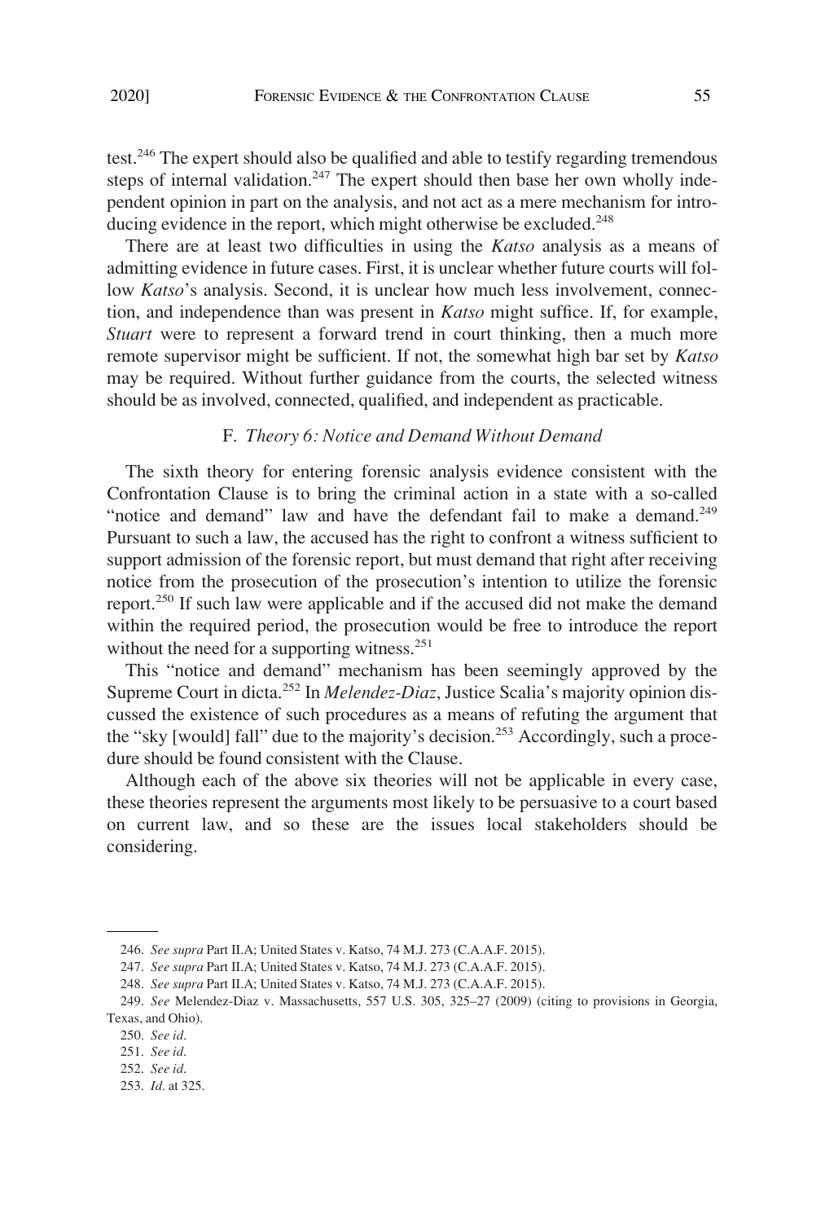test.[246] The expert should also be qualified and able to testify regarding tremendous steps of internal validation.[247] The expert should then base her own wholly independent opinion in part on the analysis, and not act as a mere mechanism for introducing evidence in the report, which might otherwise be excluded.[248]

There are at least two difficulties in using the *Katso* analysis as a means of admitting evidence in future cases. First, it is unclear whether future courts will follow *Katso*'s analysis. Second, it is unclear how much less involvement, connection, and independence than was present in *Katso* might suffice. If, for example, *Stuart* were to represent a forward trend in court thinking, then a much more remote supervisor might be sufficient. If not, the somewhat high bar set by *Katso* may be required. Without further guidance from the courts, the selected witness should be as involved, connected, qualified, and independent as practicable.

### F. *Theory 6: Notice and Demand Without Demand*

The sixth theory for entering forensic analysis evidence consistent with the Confrontation Clause is to bring the criminal action in a state with a so-called "notice and demand" law and have the defendant fail to make a demand.[249] Pursuant to such a law, the accused has the right to confront a witness sufficient to support admission of the forensic report, but must demand that right after receiving notice from the prosecution of the prosecution's intention to utilize the forensic report.[250] If such law were applicable and if the accused did not make the demand within the required period, the prosecution would be free to introduce the report without the need for a supporting witness.[251]

This "notice and demand" mechanism has been seemingly approved by the Supreme Court in dicta.[252] In *Melendez-Diaz*, Justice Scalia's majority opinion discussed the existence of such procedures as a means of refuting the argument that the "sky [would] fall" due to the majority's decision.[253] Accordingly, such a procedure should be found consistent with the Clause.

Although each of the above six theories will not be applicable in every case, these theories represent the arguments most likely to be persuasive to a court based on current law, and so these are the issues local stakeholders should be considering.

---

246. *See supra* Part II.A; United States v. Katso, 74 M.J. 273 (C.A.A.F. 2015).

247. *See supra* Part II.A; United States v. Katso, 74 M.J. 273 (C.A.A.F. 2015).

248. *See supra* Part II.A; United States v. Katso, 74 M.J. 273 (C.A.A.F. 2015).

249. *See* Melendez-Diaz v. Massachusetts, 557 U.S. 305, 325–27 (2009) (citing to provisions in Georgia, Texas, and Ohio).

250. *See id.*

251. *See id.*

252. *See id.*

253. *Id.* at 325.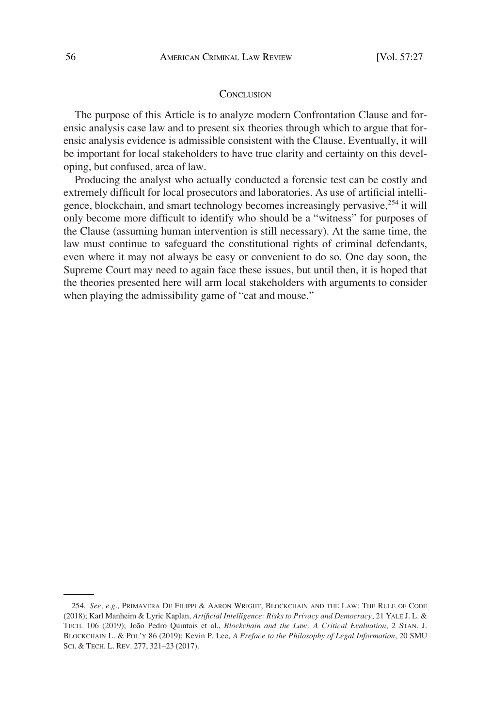## CONCLUSION

The purpose of this Article is to analyze modern Confrontation Clause and forensic analysis case law and to present six theories through which to argue that forensic analysis evidence is admissible consistent with the Clause. Eventually, it will be important for local stakeholders to have true clarity and certainty on this developing, but confused, area of law.

Producing the analyst who actually conducted a forensic test can be costly and extremely difficult for local prosecutors and laboratories. As use of artificial intelligence, blockchain, and smart technology becomes increasingly pervasive,[254] it will only become more difficult to identify who should be a "witness" for purposes of the Clause (assuming human intervention is still necessary). At the same time, the law must continue to safeguard the constitutional rights of criminal defendants, even where it may not always be easy or convenient to do so. One day soon, the Supreme Court may need to again face these issues, but until then, it is hoped that the theories presented here will arm local stakeholders with arguments to consider when playing the admissibility game of "cat and mouse."

---

254. *See, e.g.*, PRIMAVERA DE FILIPPI & AARON WRIGHT, BLOCKCHAIN AND THE LAW: THE RULE OF CODE (2018); Karl Manheim & Lyric Kaplan, *Artificial Intelligence: Risks to Privacy and Democracy*, 21 YALE J. L. & TECH. 106 (2019); João Pedro Quintais et al., *Blockchain and the Law: A Critical Evaluation*, 2 STAN. J. BLOCKCHAIN L. & POL'Y 86 (2019); Kevin P. Lee, *A Preface to the Philosophy of Legal Information*, 20 SMU SCI. & TECH. L. REV. 277, 321–23 (2017).